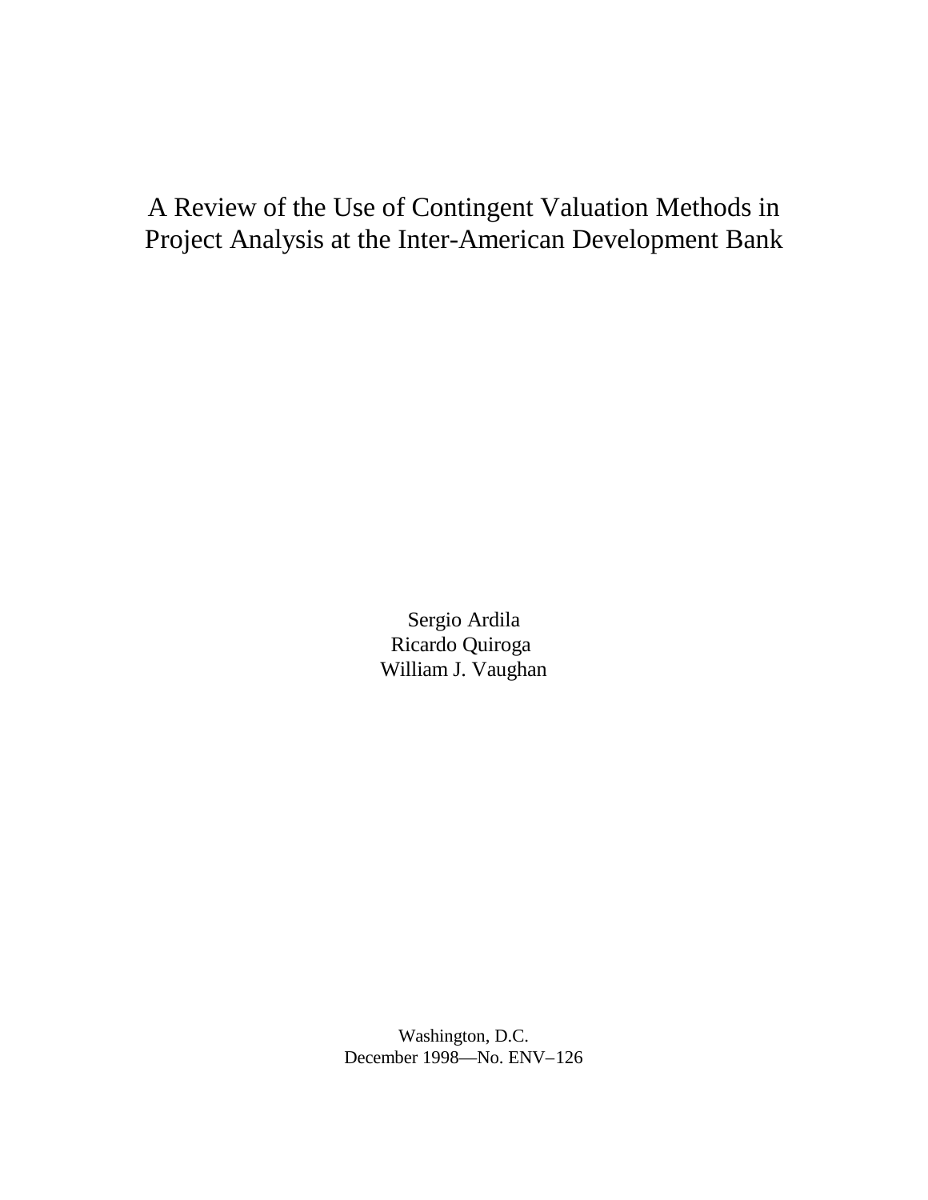# A Review of the Use of Contingent Valuation Methods in Project Analysis at the Inter-American Development Bank

Sergio Ardila
Ricardo Quiroga
William J. Vaughan

Washington, D.C.
December 1998—No. ENV–126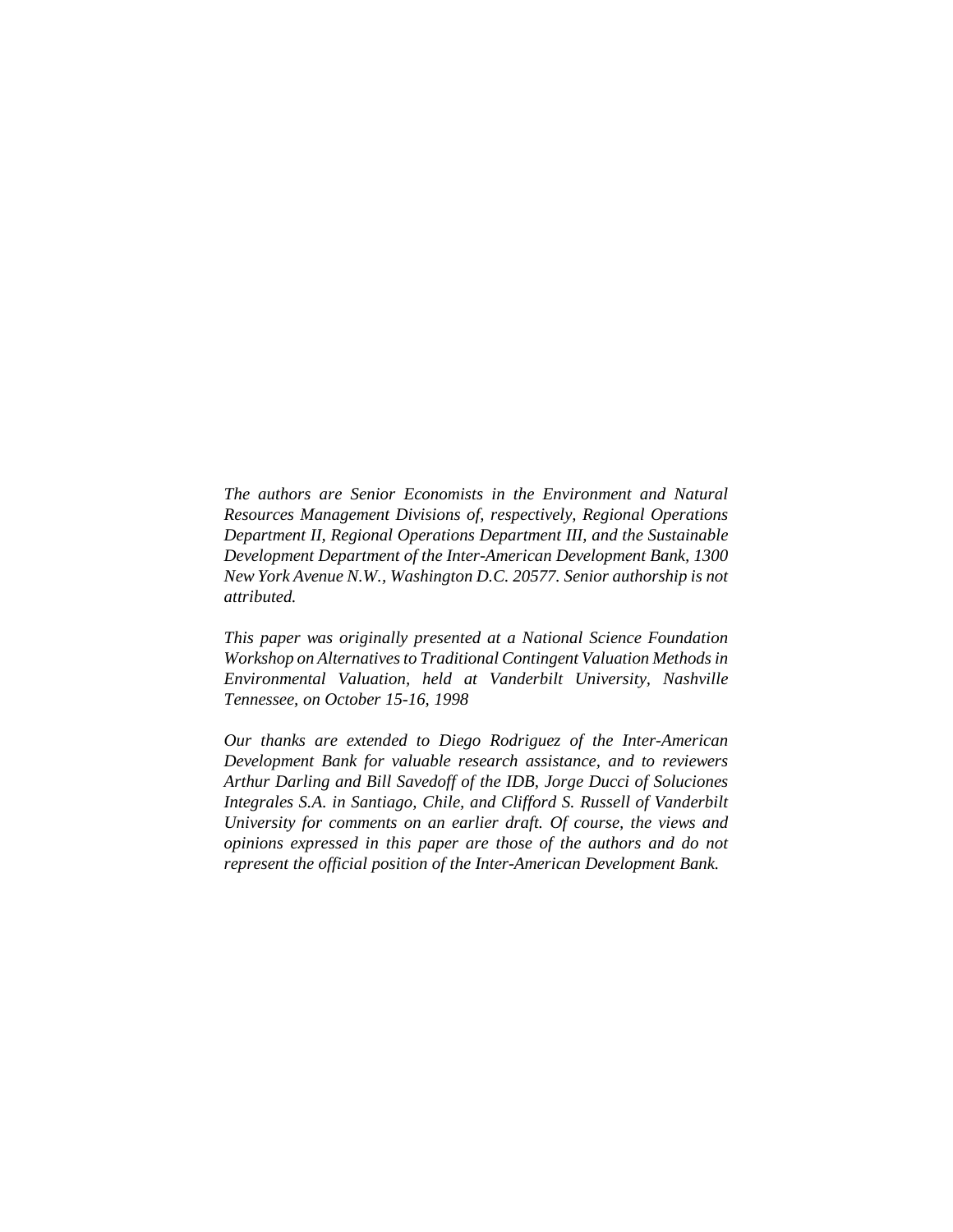*The authors are Senior Economists in the Environment and Natural Resources Management Divisions of, respectively, Regional Operations Department II, Regional Operations Department III, and the Sustainable Development Department of the Inter-American Development Bank, 1300 New York Avenue N.W., Washington D.C. 20577. Senior authorship is not attributed.*

*This paper was originally presented at a National Science Foundation Workshop on Alternatives to Traditional Contingent Valuation Methods in Environmental Valuation, held at Vanderbilt University, Nashville Tennessee, on October 15-16, 1998*

*Our thanks are extended to Diego Rodriguez of the Inter-American Development Bank for valuable research assistance, and to reviewers Arthur Darling and Bill Savedoff of the IDB, Jorge Ducci of Soluciones Integrales S.A. in Santiago, Chile, and Clifford S. Russell of Vanderbilt University for comments on an earlier draft. Of course, the views and opinions expressed in this paper are those of the authors and do not represent the official position of the Inter-American Development Bank.*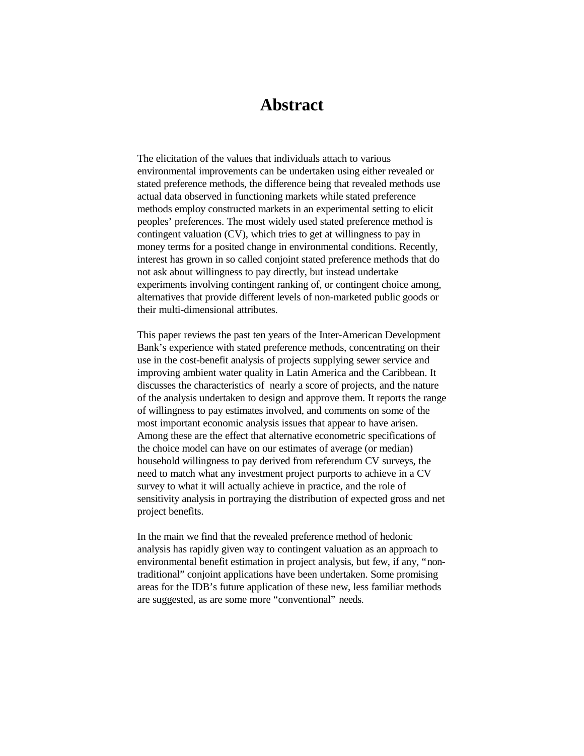# Abstract

The elicitation of the values that individuals attach to various environmental improvements can be undertaken using either revealed or stated preference methods, the difference being that revealed methods use actual data observed in functioning markets while stated preference methods employ constructed markets in an experimental setting to elicit peoples' preferences. The most widely used stated preference method is contingent valuation (CV), which tries to get at willingness to pay in money terms for a posited change in environmental conditions. Recently, interest has grown in so called conjoint stated preference methods that do not ask about willingness to pay directly, but instead undertake experiments involving contingent ranking of, or contingent choice among, alternatives that provide different levels of non-marketed public goods or their multi-dimensional attributes.

This paper reviews the past ten years of the Inter-American Development Bank's experience with stated preference methods, concentrating on their use in the cost-benefit analysis of projects supplying sewer service and improving ambient water quality in Latin America and the Caribbean. It discusses the characteristics of nearly a score of projects, and the nature of the analysis undertaken to design and approve them. It reports the range of willingness to pay estimates involved, and comments on some of the most important economic analysis issues that appear to have arisen. Among these are the effect that alternative econometric specifications of the choice model can have on our estimates of average (or median) household willingness to pay derived from referendum CV surveys, the need to match what any investment project purports to achieve in a CV survey to what it will actually achieve in practice, and the role of sensitivity analysis in portraying the distribution of expected gross and net project benefits.

In the main we find that the revealed preference method of hedonic analysis has rapidly given way to contingent valuation as an approach to environmental benefit estimation in project analysis, but few, if any, "non-traditional" conjoint applications have been undertaken. Some promising areas for the IDB's future application of these new, less familiar methods are suggested, as are some more "conventional" needs.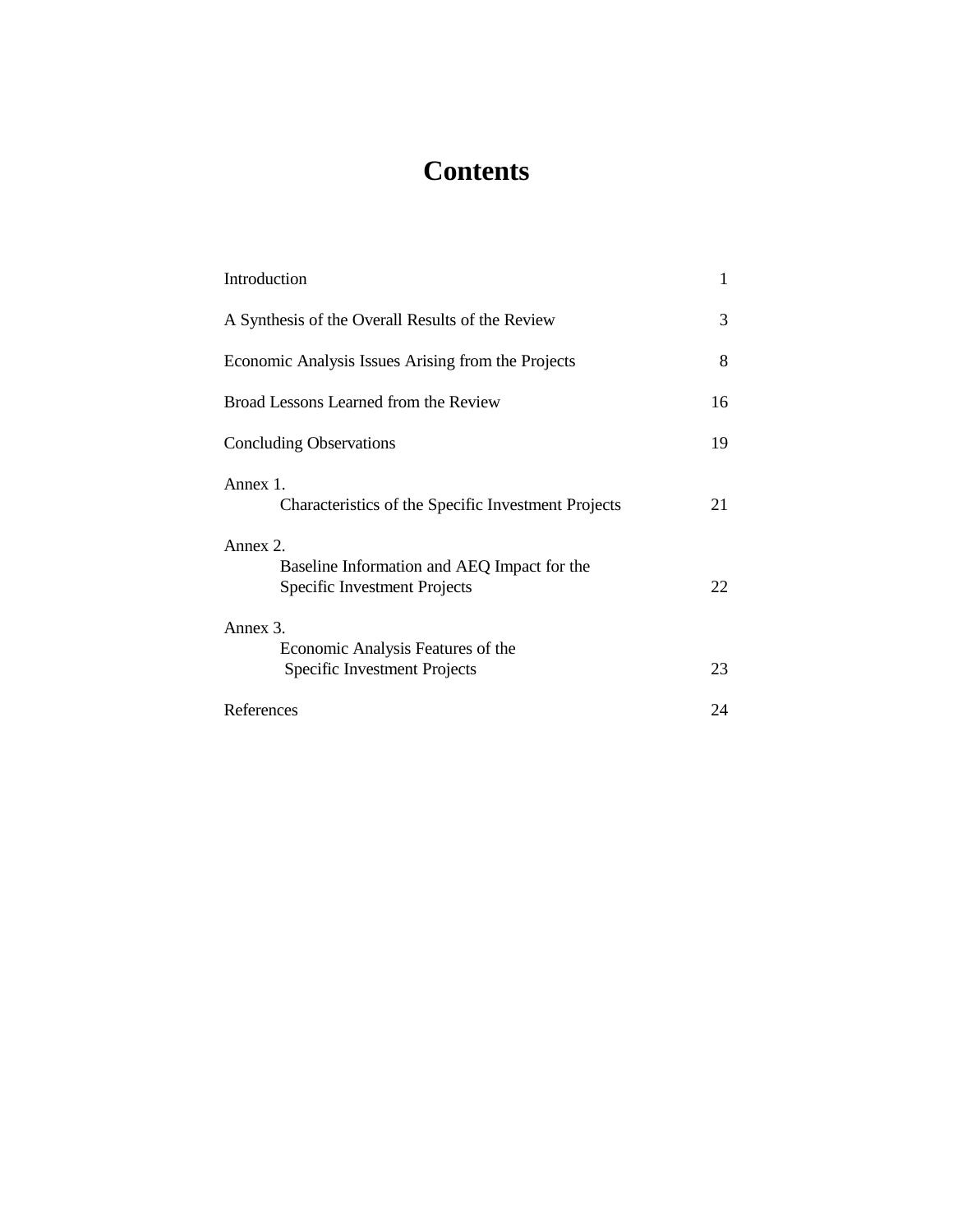# Contents

| | |
|---|---|
| Introduction | 1 |
| A Synthesis of the Overall Results of the Review | 3 |
| Economic Analysis Issues Arising from the Projects | 8 |
| Broad Lessons Learned from the Review | 16 |
| Concluding Observations | 19 |
| Annex 1. Characteristics of the Specific Investment Projects | 21 |
| Annex 2. Baseline Information and AEQ Impact for the Specific Investment Projects | 22 |
| Annex 3. Economic Analysis Features of the Specific Investment Projects | 23 |
| References | 24 |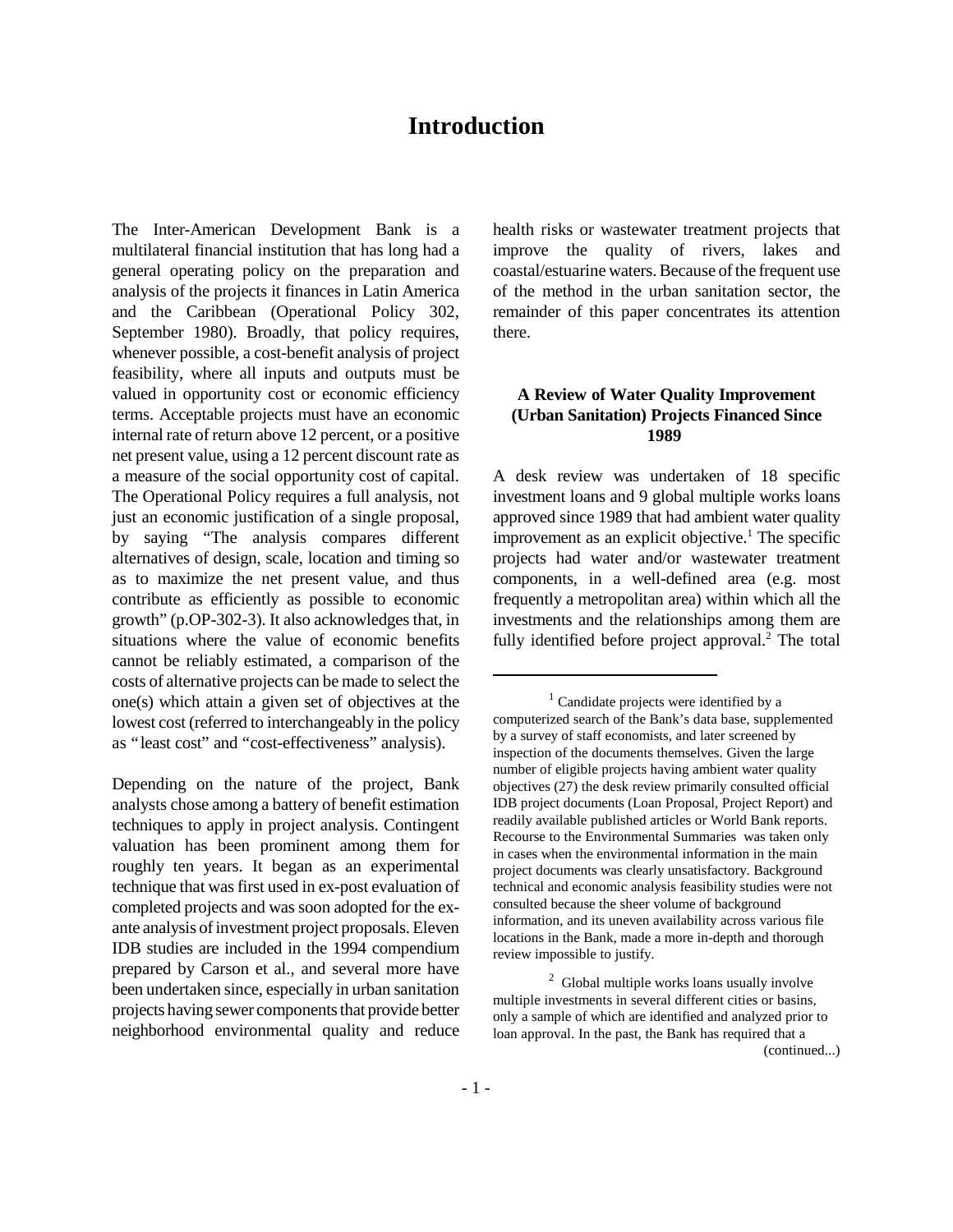# Introduction

The Inter-American Development Bank is a multilateral financial institution that has long had a general operating policy on the preparation and analysis of the projects it finances in Latin America and the Caribbean (Operational Policy 302, September 1980). Broadly, that policy requires, whenever possible, a cost-benefit analysis of project feasibility, where all inputs and outputs must be valued in opportunity cost or economic efficiency terms. Acceptable projects must have an economic internal rate of return above 12 percent, or a positive net present value, using a 12 percent discount rate as a measure of the social opportunity cost of capital. The Operational Policy requires a full analysis, not just an economic justification of a single proposal, by saying "The analysis compares different alternatives of design, scale, location and timing so as to maximize the net present value, and thus contribute as efficiently as possible to economic growth" (p.OP-302-3). It also acknowledges that, in situations where the value of economic benefits cannot be reliably estimated, a comparison of the costs of alternative projects can be made to select the one(s) which attain a given set of objectives at the lowest cost (referred to interchangeably in the policy as "least cost" and "cost-effectiveness" analysis).

Depending on the nature of the project, Bank analysts chose among a battery of benefit estimation techniques to apply in project analysis. Contingent valuation has been prominent among them for roughly ten years. It began as an experimental technique that was first used in ex-post evaluation of completed projects and was soon adopted for the ex-ante analysis of investment project proposals. Eleven IDB studies are included in the 1994 compendium prepared by Carson et al., and several more have been undertaken since, especially in urban sanitation projects having sewer components that provide better neighborhood environmental quality and reduce health risks or wastewater treatment projects that improve the quality of rivers, lakes and coastal/estuarine waters. Because of the frequent use of the method in the urban sanitation sector, the remainder of this paper concentrates its attention there.

### A Review of Water Quality Improvement (Urban Sanitation) Projects Financed Since 1989

A desk review was undertaken of 18 specific investment loans and 9 global multiple works loans approved since 1989 that had ambient water quality improvement as an explicit objective.[1] The specific projects had water and/or wastewater treatment components, in a well-defined area (e.g. most frequently a metropolitan area) within which all the investments and the relationships among them are fully identified before project approval.[2] The total

---

[1] Candidate projects were identified by a computerized search of the Bank's data base, supplemented by a survey of staff economists, and later screened by inspection of the documents themselves. Given the large number of eligible projects having ambient water quality objectives (27) the desk review primarily consulted official IDB project documents (Loan Proposal, Project Report) and readily available published articles or World Bank reports. Recourse to the Environmental Summaries was taken only in cases when the environmental information in the main project documents was clearly unsatisfactory. Background technical and economic analysis feasibility studies were not consulted because the sheer volume of background information, and its uneven availability across various file locations in the Bank, made a more in-depth and thorough review impossible to justify.

[2] Global multiple works loans usually involve multiple investments in several different cities or basins, only a sample of which are identified and analyzed prior to loan approval. In the past, the Bank has required that a (continued...)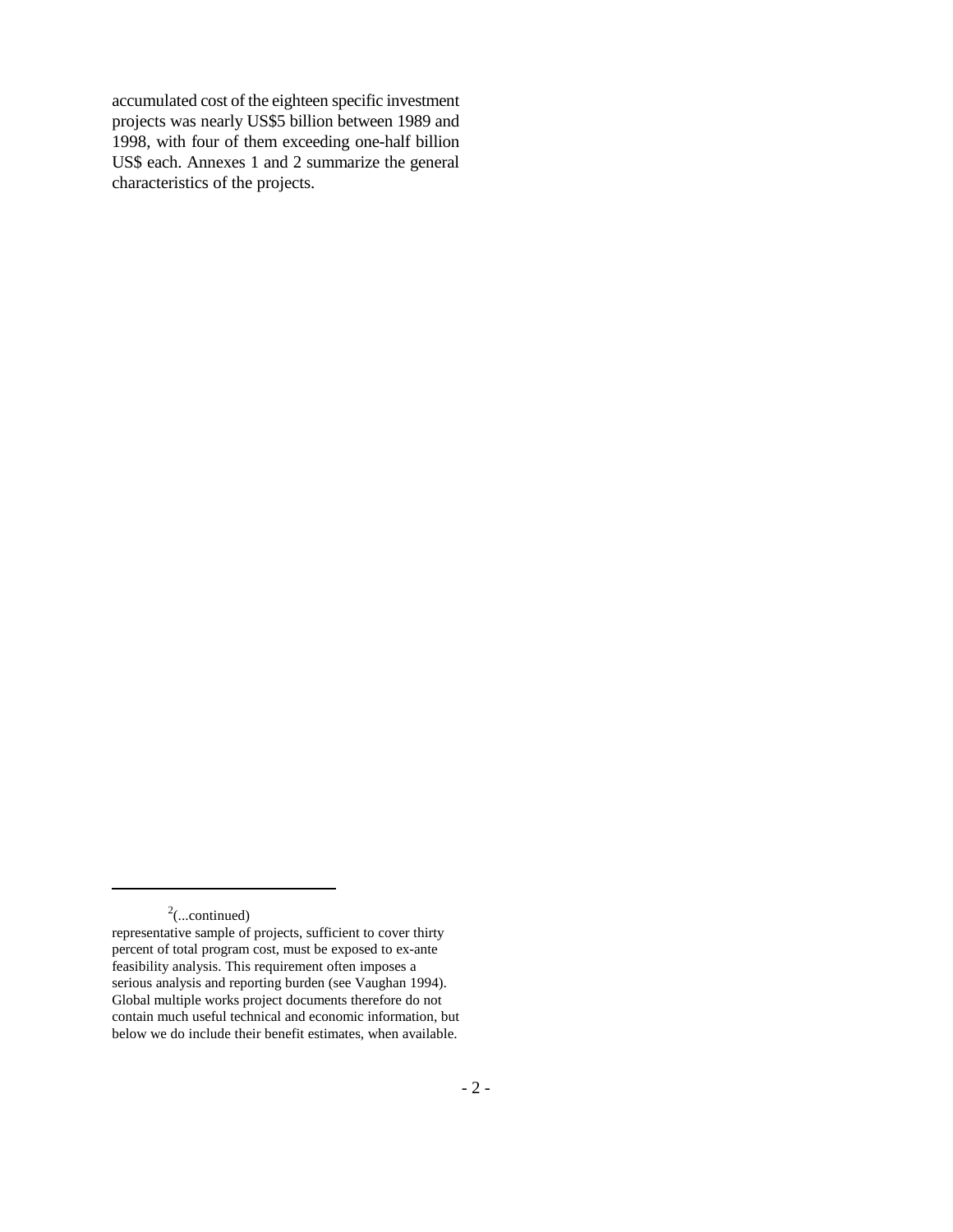accumulated cost of the eighteen specific investment projects was nearly US$5 billion between 1989 and 1998, with four of them exceeding one-half billion US$ each. Annexes 1 and 2 summarize the general characteristics of the projects.

---

[2](...continued)
representative sample of projects, sufficient to cover thirty percent of total program cost, must be exposed to ex-ante feasibility analysis. This requirement often imposes a serious analysis and reporting burden (see Vaughan 1994). Global multiple works project documents therefore do not contain much useful technical and economic information, but below we do include their benefit estimates, when available.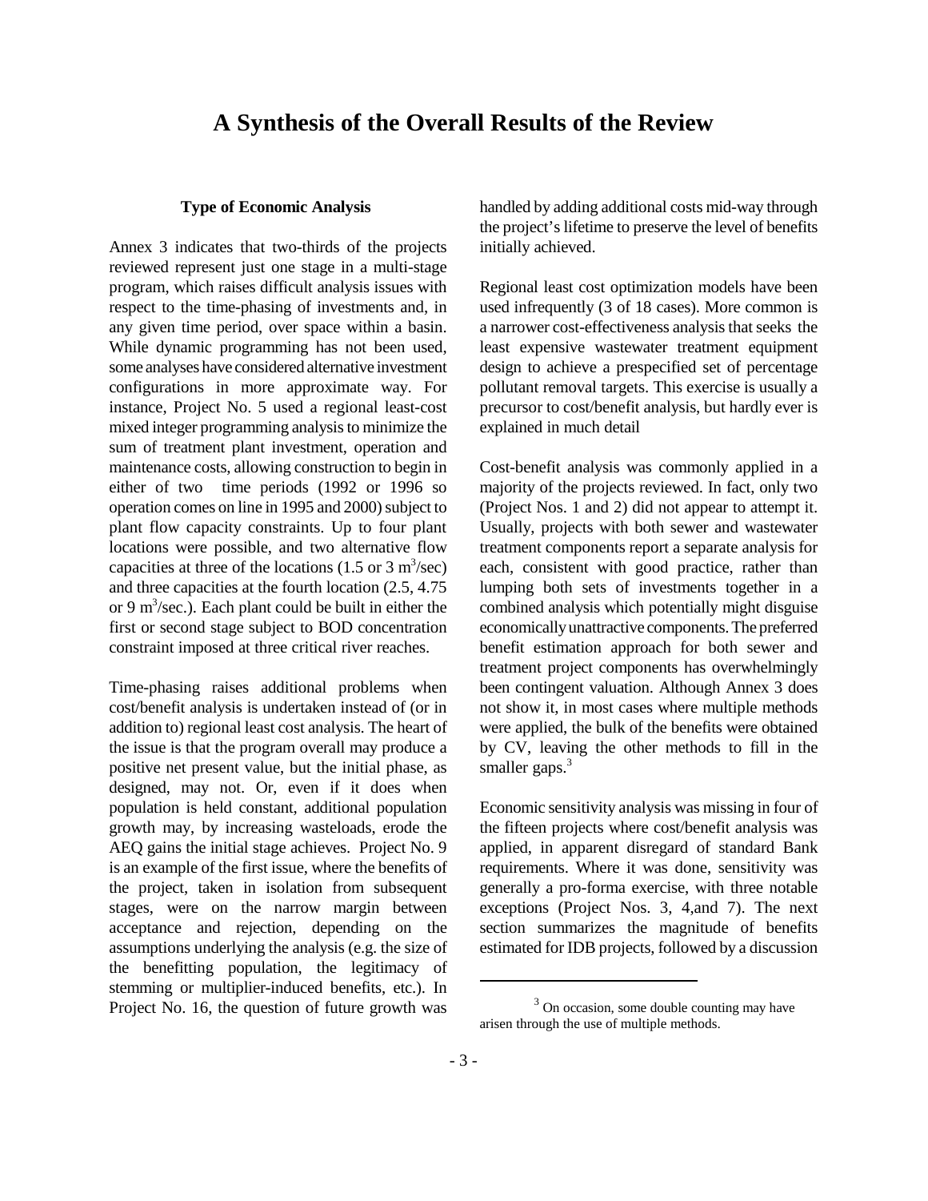# A Synthesis of the Overall Results of the Review

### Type of Economic Analysis

Annex 3 indicates that two-thirds of the projects reviewed represent just one stage in a multi-stage program, which raises difficult analysis issues with respect to the time-phasing of investments and, in any given time period, over space within a basin. While dynamic programming has not been used, some analyses have considered alternative investment configurations in more approximate way. For instance, Project No. 5 used a regional least-cost mixed integer programming analysis to minimize the sum of treatment plant investment, operation and maintenance costs, allowing construction to begin in either of two time periods (1992 or 1996 so operation comes on line in 1995 and 2000) subject to plant flow capacity constraints. Up to four plant locations were possible, and two alternative flow capacities at three of the locations (1.5 or 3 $m^3$/sec) and three capacities at the fourth location (2.5, 4.75 or 9 $m^3$/sec.). Each plant could be built in either the first or second stage subject to BOD concentration constraint imposed at three critical river reaches.

Time-phasing raises additional problems when cost/benefit analysis is undertaken instead of (or in addition to) regional least cost analysis. The heart of the issue is that the program overall may produce a positive net present value, but the initial phase, as designed, may not. Or, even if it does when population is held constant, additional population growth may, by increasing wasteloads, erode the AEQ gains the initial stage achieves. Project No. 9 is an example of the first issue, where the benefits of the project, taken in isolation from subsequent stages, were on the narrow margin between acceptance and rejection, depending on the assumptions underlying the analysis (e.g. the size of the benefitting population, the legitimacy of stemming or multiplier-induced benefits, etc.). In Project No. 16, the question of future growth was handled by adding additional costs mid-way through the project's lifetime to preserve the level of benefits initially achieved.

Regional least cost optimization models have been used infrequently (3 of 18 cases). More common is a narrower cost-effectiveness analysis that seeks the least expensive wastewater treatment equipment design to achieve a prespecified set of percentage pollutant removal targets. This exercise is usually a precursor to cost/benefit analysis, but hardly ever is explained in much detail

Cost-benefit analysis was commonly applied in a majority of the projects reviewed. In fact, only two (Project Nos. 1 and 2) did not appear to attempt it. Usually, projects with both sewer and wastewater treatment components report a separate analysis for each, consistent with good practice, rather than lumping both sets of investments together in a combined analysis which potentially might disguise economically unattractive components. The preferred benefit estimation approach for both sewer and treatment project components has overwhelmingly been contingent valuation. Although Annex 3 does not show it, in most cases where multiple methods were applied, the bulk of the benefits were obtained by CV, leaving the other methods to fill in the smaller gaps.[3]

Economic sensitivity analysis was missing in four of the fifteen projects where cost/benefit analysis was applied, in apparent disregard of standard Bank requirements. Where it was done, sensitivity was generally a pro-forma exercise, with three notable exceptions (Project Nos. 3, 4,and 7). The next section summarizes the magnitude of benefits estimated for IDB projects, followed by a discussion

[3] On occasion, some double counting may have arisen through the use of multiple methods.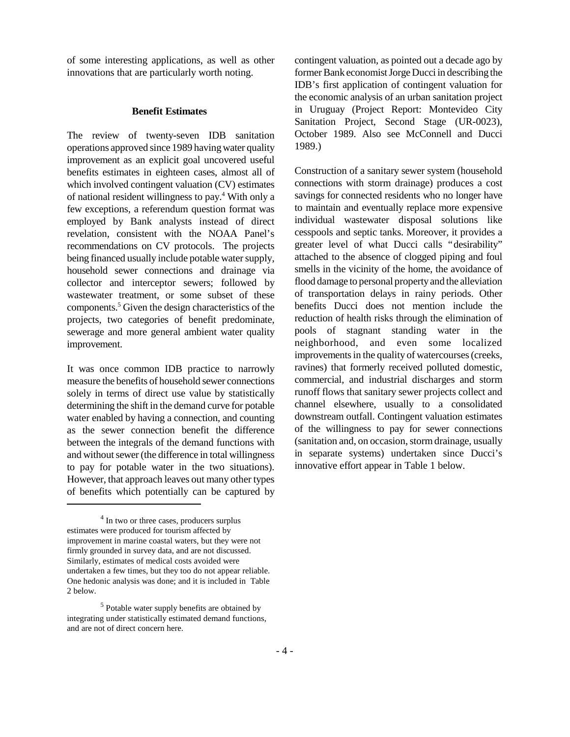of some interesting applications, as well as other innovations that are particularly worth noting.

### Benefit Estimates

The review of twenty-seven IDB sanitation operations approved since 1989 having water quality improvement as an explicit goal uncovered useful benefits estimates in eighteen cases, almost all of which involved contingent valuation (CV) estimates of national resident willingness to pay.[4] With only a few exceptions, a referendum question format was employed by Bank analysts instead of direct revelation, consistent with the NOAA Panel's recommendations on CV protocols. The projects being financed usually include potable water supply, household sewer connections and drainage via collector and interceptor sewers; followed by wastewater treatment, or some subset of these components.[5] Given the design characteristics of the projects, two categories of benefit predominate, sewerage and more general ambient water quality improvement.

It was once common IDB practice to narrowly measure the benefits of household sewer connections solely in terms of direct use value by statistically determining the shift in the demand curve for potable water enabled by having a connection, and counting as the sewer connection benefit the difference between the integrals of the demand functions with and without sewer (the difference in total willingness to pay for potable water in the two situations). However, that approach leaves out many other types of benefits which potentially can be captured by contingent valuation, as pointed out a decade ago by former Bank economist Jorge Ducci in describing the IDB's first application of contingent valuation for the economic analysis of an urban sanitation project in Uruguay (Project Report: Montevideo City Sanitation Project, Second Stage (UR-0023), October 1989. Also see McConnell and Ducci 1989.)

Construction of a sanitary sewer system (household connections with storm drainage) produces a cost savings for connected residents who no longer have to maintain and eventually replace more expensive individual wastewater disposal solutions like cesspools and septic tanks. Moreover, it provides a greater level of what Ducci calls "desirability" attached to the absence of clogged piping and foul smells in the vicinity of the home, the avoidance of flood damage to personal property and the alleviation of transportation delays in rainy periods. Other benefits Ducci does not mention include the reduction of health risks through the elimination of pools of stagnant standing water in the neighborhood, and even some localized improvements in the quality of watercourses (creeks, ravines) that formerly received polluted domestic, commercial, and industrial discharges and storm runoff flows that sanitary sewer projects collect and channel elsewhere, usually to a consolidated downstream outfall. Contingent valuation estimates of the willingness to pay for sewer connections (sanitation and, on occasion, storm drainage, usually in separate systems) undertaken since Ducci's innovative effort appear in Table 1 below.

---

[4] In two or three cases, producers surplus estimates were produced for tourism affected by improvement in marine coastal waters, but they were not firmly grounded in survey data, and are not discussed. Similarly, estimates of medical costs avoided were undertaken a few times, but they too do not appear reliable. One hedonic analysis was done; and it is included in Table 2 below.

[5] Potable water supply benefits are obtained by integrating under statistically estimated demand functions, and are not of direct concern here.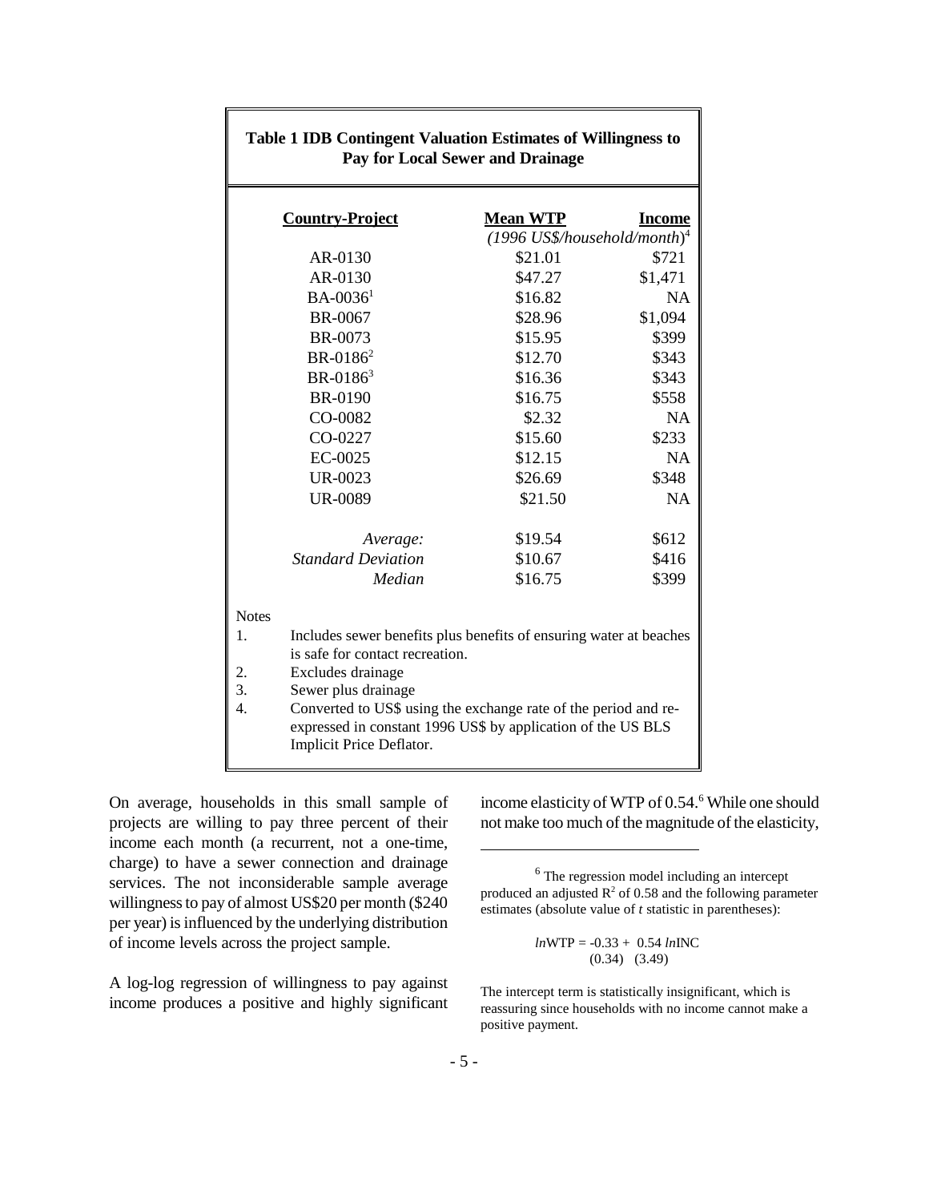**Table 1 IDB Contingent Valuation Estimates of Willingness to Pay for Local Sewer and Drainage**

| Country-Project | Mean WTP | Income |
|---|---|---|
| | *(1996 US$/household/month)*[4] | |
| AR-0130 | $21.01 | $721 |
| AR-0130 | $47.27 | $1,471 |
| BA-0036[1] | $16.82 | NA |
| BR-0067 | $28.96 | $1,094 |
| BR-0073 | $15.95 | $399 |
| BR-0186[2] | $12.70 | $343 |
| BR-0186[3] | $16.36 | $343 |
| BR-0190 | $16.75 | $558 |
| CO-0082 | $2.32 | NA |
| CO-0227 | $15.60 | $233 |
| EC-0025 | $12.15 | NA |
| UR-0023 | $26.69 | $348 |
| UR-0089 | $21.50 | NA |
| *Average:* | $19.54 | $612 |
| *Standard Deviation* | $10.67 | $416 |
| *Median* | $16.75 | $399 |

Notes

1. Includes sewer benefits plus benefits of ensuring water at beaches is safe for contact recreation.
2. Excludes drainage
3. Sewer plus drainage
4. Converted to US$ using the exchange rate of the period and re-expressed in constant 1996 US$ by application of the US BLS Implicit Price Deflator.

On average, households in this small sample of projects are willing to pay three percent of their income each month (a recurrent, not a one-time, charge) to have a sewer connection and drainage services. The not inconsiderable sample average willingness to pay of almost US$20 per month ($240 per year) is influenced by the underlying distribution of income levels across the project sample.

A log-log regression of willingness to pay against income produces a positive and highly significant income elasticity of WTP of 0.54.[6] While one should not make too much of the magnitude of the elasticity,

[6] The regression model including an intercept produced an adjusted $R^2$ of 0.58 and the following parameter estimates (absolute value of *t* statistic in parentheses):

$$\ln WTP = -0.33 + 0.54 \ln INC$$
$$(0.34) \quad (3.49)$$

The intercept term is statistically insignificant, which is reassuring since households with no income cannot make a positive payment.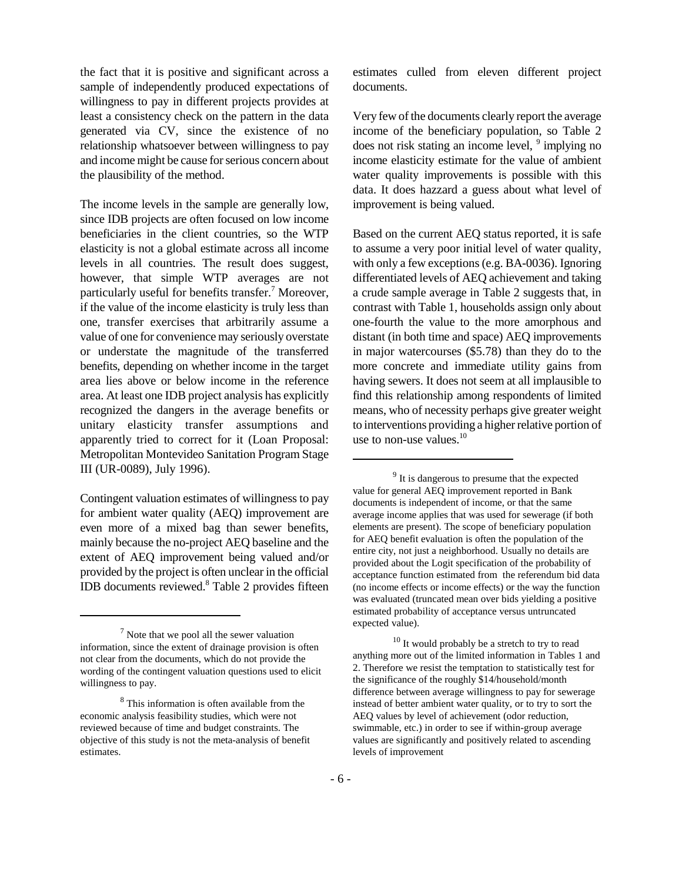the fact that it is positive and significant across a sample of independently produced expectations of willingness to pay in different projects provides at least a consistency check on the pattern in the data generated via CV, since the existence of no relationship whatsoever between willingness to pay and income might be cause for serious concern about the plausibility of the method.

The income levels in the sample are generally low, since IDB projects are often focused on low income beneficiaries in the client countries, so the WTP elasticity is not a global estimate across all income levels in all countries. The result does suggest, however, that simple WTP averages are not particularly useful for benefits transfer.[7] Moreover, if the value of the income elasticity is truly less than one, transfer exercises that arbitrarily assume a value of one for convenience may seriously overstate or understate the magnitude of the transferred benefits, depending on whether income in the target area lies above or below income in the reference area. At least one IDB project analysis has explicitly recognized the dangers in the average benefits or unitary elasticity transfer assumptions and apparently tried to correct for it (Loan Proposal: Metropolitan Montevideo Sanitation Program Stage III (UR-0089), July 1996).

Contingent valuation estimates of willingness to pay for ambient water quality (AEQ) improvement are even more of a mixed bag than sewer benefits, mainly because the no-project AEQ baseline and the extent of AEQ improvement being valued and/or provided by the project is often unclear in the official IDB documents reviewed.[8] Table 2 provides fifteen estimates culled from eleven different project documents.

Very few of the documents clearly report the average income of the beneficiary population, so Table 2 does not risk stating an income level,[9] implying no income elasticity estimate for the value of ambient water quality improvements is possible with this data. It does hazzard a guess about what level of improvement is being valued.

Based on the current AEQ status reported, it is safe to assume a very poor initial level of water quality, with only a few exceptions (e.g. BA-0036). Ignoring differentiated levels of AEQ achievement and taking a crude sample average in Table 2 suggests that, in contrast with Table 1, households assign only about one-fourth the value to the more amorphous and distant (in both time and space) AEQ improvements in major watercourses ($5.78) than they do to the more concrete and immediate utility gains from having sewers. It does not seem at all implausible to find this relationship among respondents of limited means, who of necessity perhaps give greater weight to interventions providing a higher relative portion of use to non-use values.[10]

---

[7] Note that we pool all the sewer valuation information, since the extent of drainage provision is often not clear from the documents, which do not provide the wording of the contingent valuation questions used to elicit willingness to pay.

[8] This information is often available from the economic analysis feasibility studies, which were not reviewed because of time and budget constraints. The objective of this study is not the meta-analysis of benefit estimates.

[9] It is dangerous to presume that the expected value for general AEQ improvement reported in Bank documents is independent of income, or that the same average income applies that was used for sewerage (if both elements are present). The scope of beneficiary population for AEQ benefit evaluation is often the population of the entire city, not just a neighborhood. Usually no details are provided about the Logit specification of the probability of acceptance function estimated from the referendum bid data (no income effects or income effects) or the way the function was evaluated (truncated mean over bids yielding a positive estimated probability of acceptance versus untruncated expected value).

[10] It would probably be a stretch to try to read anything more out of the limited information in Tables 1 and 2. Therefore we resist the temptation to statistically test for the significance of the roughly $14/household/month difference between average willingness to pay for sewerage instead of better ambient water quality, or to try to sort the AEQ values by level of achievement (odor reduction, swimmable, etc.) in order to see if within-group average values are significantly and positively related to ascending levels of improvement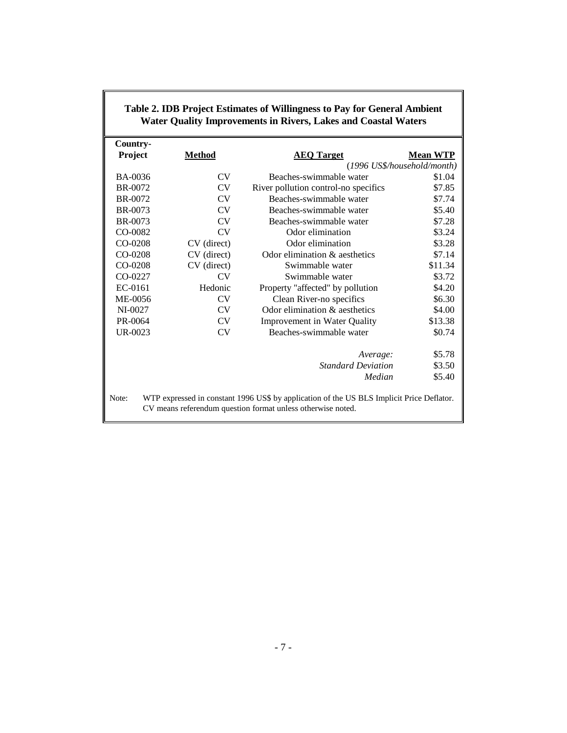**Table 2. IDB Project Estimates of Willingness to Pay for General Ambient Water Quality Improvements in Rivers, Lakes and Coastal Waters**

| Country-Project | Method | AEQ Target | Mean WTP |
|---|---|---|---|
| | | | *(1996 US$/household/month)* |
| BA-0036 | CV | Beaches-swimmable water | $1.04 |
| BR-0072 | CV | River pollution control-no specifics | $7.85 |
| BR-0072 | CV | Beaches-swimmable water | $7.74 |
| BR-0073 | CV | Beaches-swimmable water | $5.40 |
| BR-0073 | CV | Beaches-swimmable water | $7.28 |
| CO-0082 | CV | Odor elimination | $3.24 |
| CO-0208 | CV (direct) | Odor elimination | $3.28 |
| CO-0208 | CV (direct) | Odor elimination & aesthetics | $7.14 |
| CO-0208 | CV (direct) | Swimmable water | $11.34 |
| CO-0227 | CV | Swimmable water | $3.72 |
| EC-0161 | Hedonic | Property "affected" by pollution | $4.20 |
| ME-0056 | CV | Clean River-no specifics | $6.30 |
| NI-0027 | CV | Odor elimination & aesthetics | $4.00 |
| PR-0064 | CV | Improvement in Water Quality | $13.38 |
| UR-0023 | CV | Beaches-swimmable water | $0.74 |
| | | *Average:* | $5.78 |
| | | *Standard Deviation* | $3.50 |
| | | *Median* | $5.40 |

Note: WTP expressed in constant 1996 US$ by application of the US BLS Implicit Price Deflator. CV means referendum question format unless otherwise noted.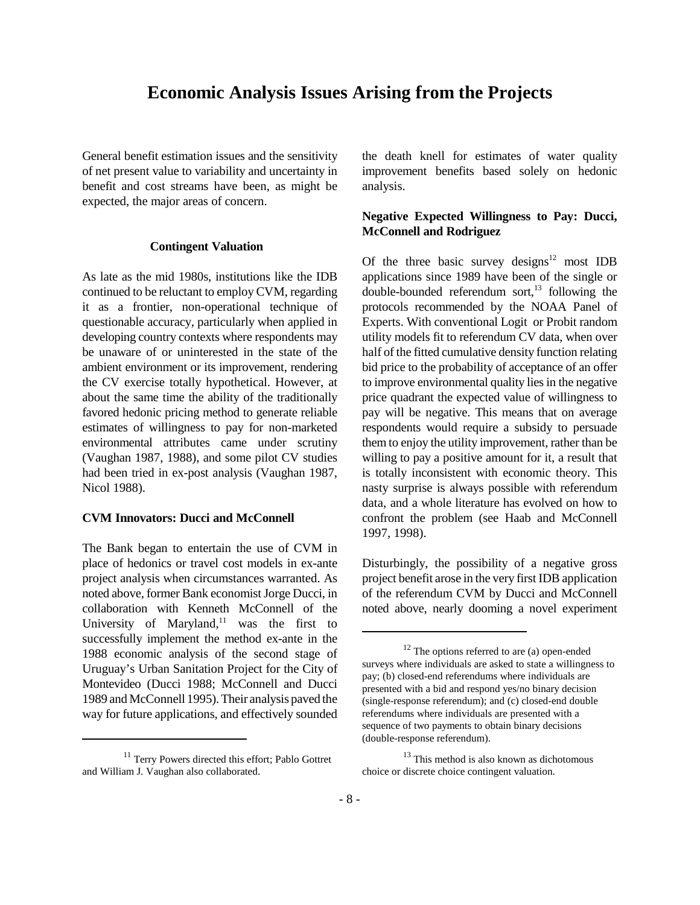# Economic Analysis Issues Arising from the Projects

General benefit estimation issues and the sensitivity of net present value to variability and uncertainty in benefit and cost streams have been, as might be expected, the major areas of concern.

### Contingent Valuation

As late as the mid 1980s, institutions like the IDB continued to be reluctant to employ CVM, regarding it as a frontier, non-operational technique of questionable accuracy, particularly when applied in developing country contexts where respondents may be unaware of or uninterested in the state of the ambient environment or its improvement, rendering the CV exercise totally hypothetical. However, at about the same time the ability of the traditionally favored hedonic pricing method to generate reliable estimates of willingness to pay for non-marketed environmental attributes came under scrutiny (Vaughan 1987, 1988), and some pilot CV studies had been tried in ex-post analysis (Vaughan 1987, Nicol 1988).

**CVM Innovators: Ducci and McConnell**

The Bank began to entertain the use of CVM in place of hedonics or travel cost models in ex-ante project analysis when circumstances warranted. As noted above, former Bank economist Jorge Ducci, in collaboration with Kenneth McConnell of the University of Maryland,[11] was the first to successfully implement the method ex-ante in the 1988 economic analysis of the second stage of Uruguay's Urban Sanitation Project for the City of Montevideo (Ducci 1988; McConnell and Ducci 1989 and McConnell 1995). Their analysis paved the way for future applications, and effectively sounded the death knell for estimates of water quality improvement benefits based solely on hedonic analysis.

**Negative Expected Willingness to Pay: Ducci, McConnell and Rodriguez**

Of the three basic survey designs[12] most IDB applications since 1989 have been of the single or double-bounded referendum sort,[13] following the protocols recommended by the NOAA Panel of Experts. With conventional Logit or Probit random utility models fit to referendum CV data, when over half of the fitted cumulative density function relating bid price to the probability of acceptance of an offer to improve environmental quality lies in the negative price quadrant the expected value of willingness to pay will be negative. This means that on average respondents would require a subsidy to persuade them to enjoy the utility improvement, rather than be willing to pay a positive amount for it, a result that is totally inconsistent with economic theory. This nasty surprise is always possible with referendum data, and a whole literature has evolved on how to confront the problem (see Haab and McConnell 1997, 1998).

Disturbingly, the possibility of a negative gross project benefit arose in the very first IDB application of the referendum CVM by Ducci and McConnell noted above, nearly dooming a novel experiment

---

[11] Terry Powers directed this effort; Pablo Gottret and William J. Vaughan also collaborated.

[12] The options referred to are (a) open-ended surveys where individuals are asked to state a willingness to pay; (b) closed-end referendums where individuals are presented with a bid and respond yes/no binary decision (single-response referendum); and (c) closed-end double referendums where individuals are presented with a sequence of two payments to obtain binary decisions (double-response referendum).

[13] This method is also known as dichotomous choice or discrete choice contingent valuation.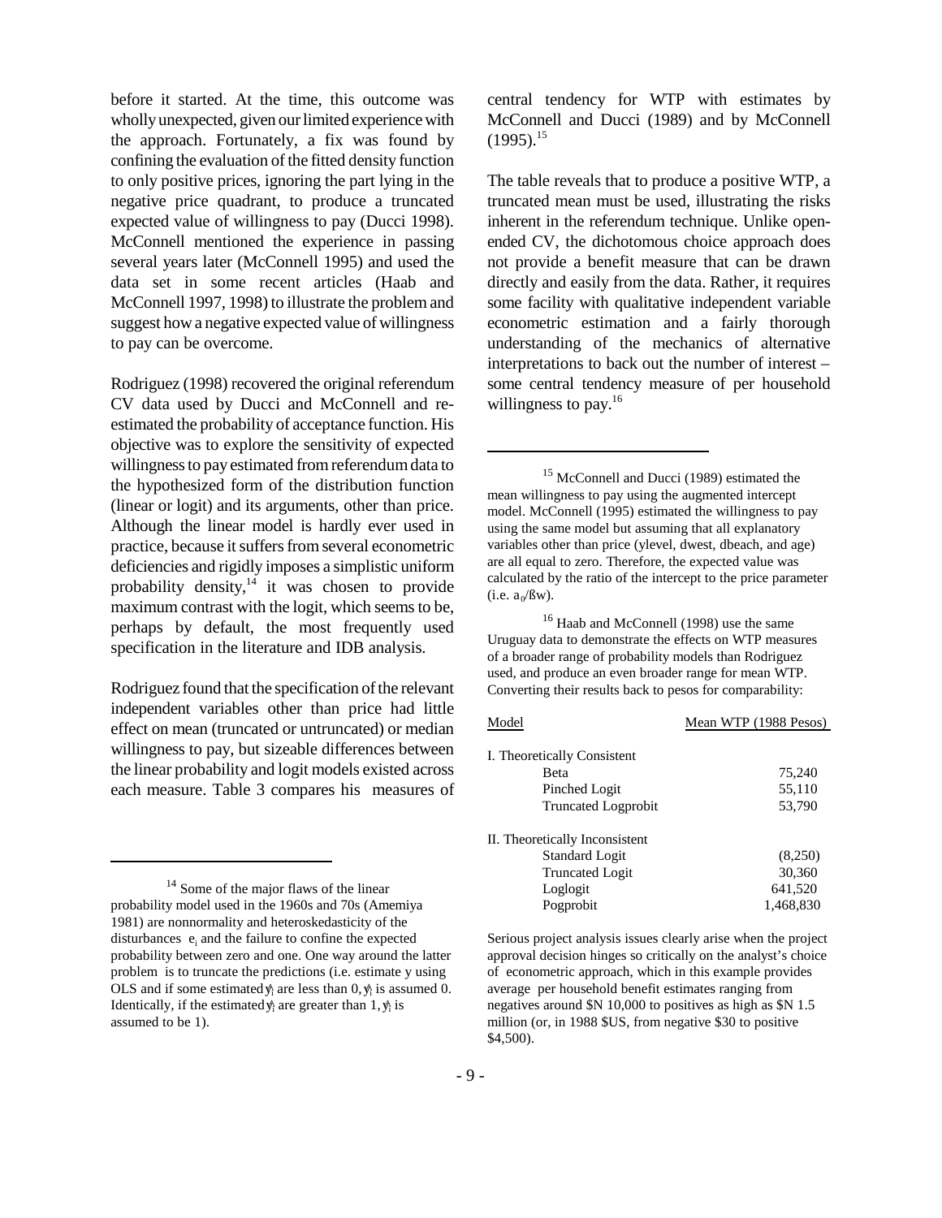before it started. At the time, this outcome was wholly unexpected, given our limited experience with the approach. Fortunately, a fix was found by confining the evaluation of the fitted density function to only positive prices, ignoring the part lying in the negative price quadrant, to produce a truncated expected value of willingness to pay (Ducci 1998). McConnell mentioned the experience in passing several years later (McConnell 1995) and used the data set in some recent articles (Haab and McConnell 1997, 1998) to illustrate the problem and suggest how a negative expected value of willingness to pay can be overcome.

Rodriguez (1998) recovered the original referendum CV data used by Ducci and McConnell and re-estimated the probability of acceptance function. His objective was to explore the sensitivity of expected willingness to pay estimated from referendum data to the hypothesized form of the distribution function (linear or logit) and its arguments, other than price. Although the linear model is hardly ever used in practice, because it suffers from several econometric deficiencies and rigidly imposes a simplistic uniform probability density,[14] it was chosen to provide maximum contrast with the logit, which seems to be, perhaps by default, the most frequently used specification in the literature and IDB analysis.

Rodriguez found that the specification of the relevant independent variables other than price had little effect on mean (truncated or untruncated) or median willingness to pay, but sizeable differences between the linear probability and logit models existed across each measure. Table 3 compares his measures of central tendency for WTP with estimates by McConnell and Ducci (1989) and by McConnell (1995).[15]

The table reveals that to produce a positive WTP, a truncated mean must be used, illustrating the risks inherent in the referendum technique. Unlike open-ended CV, the dichotomous choice approach does not provide a benefit measure that can be drawn directly and easily from the data. Rather, it requires some facility with qualitative independent variable econometric estimation and a fairly thorough understanding of the mechanics of alternative interpretations to back out the number of interest – some central tendency measure of per household willingness to pay.[16]

---

[14] Some of the major flaws of the linear probability model used in the 1960s and 70s (Amemiya 1981) are nonnormality and heteroskedasticity of the disturbances $e_i$ and the failure to confine the expected probability between zero and one. One way around the latter problem is to truncate the predictions (i.e. estimate y using OLS and if some estimated $\hat{y}_i$ are less than 0, $\hat{y}_i$ is assumed 0. Identically, if the estimated $\hat{y}_i$ are greater than 1, $\hat{y}_i$ is assumed to be 1).

[15] McConnell and Ducci (1989) estimated the mean willingness to pay using the augmented intercept model. McConnell (1995) estimated the willingness to pay using the same model but assuming that all explanatory variables other than price (ylevel, dwest, dbeach, and age) are all equal to zero. Therefore, the expected value was calculated by the ratio of the intercept to the price parameter (i.e. $a_0/\beta w$).

[16] Haab and McConnell (1998) use the same Uruguay data to demonstrate the effects on WTP measures of a broader range of probability models than Rodriguez used, and produce an even broader range for mean WTP. Converting their results back to pesos for comparability:

| Model | Mean WTP (1988 Pesos) |
|---|---|
| I. Theoretically Consistent | |
| Beta | 75,240 |
| Pinched Logit | 55,110 |
| Truncated Logprobit | 53,790 |
| II. Theoretically Inconsistent | |
| Standard Logit | (8,250) |
| Truncated Logit | 30,360 |
| Loglogit | 641,520 |
| Pogprobit | 1,468,830 |

Serious project analysis issues clearly arise when the project approval decision hinges so critically on the analyst's choice of econometric approach, which in this example provides average per household benefit estimates ranging from negatives around $N 10,000 to positives as high as $N 1.5 million (or, in 1988 $US, from negative $30 to positive $4,500).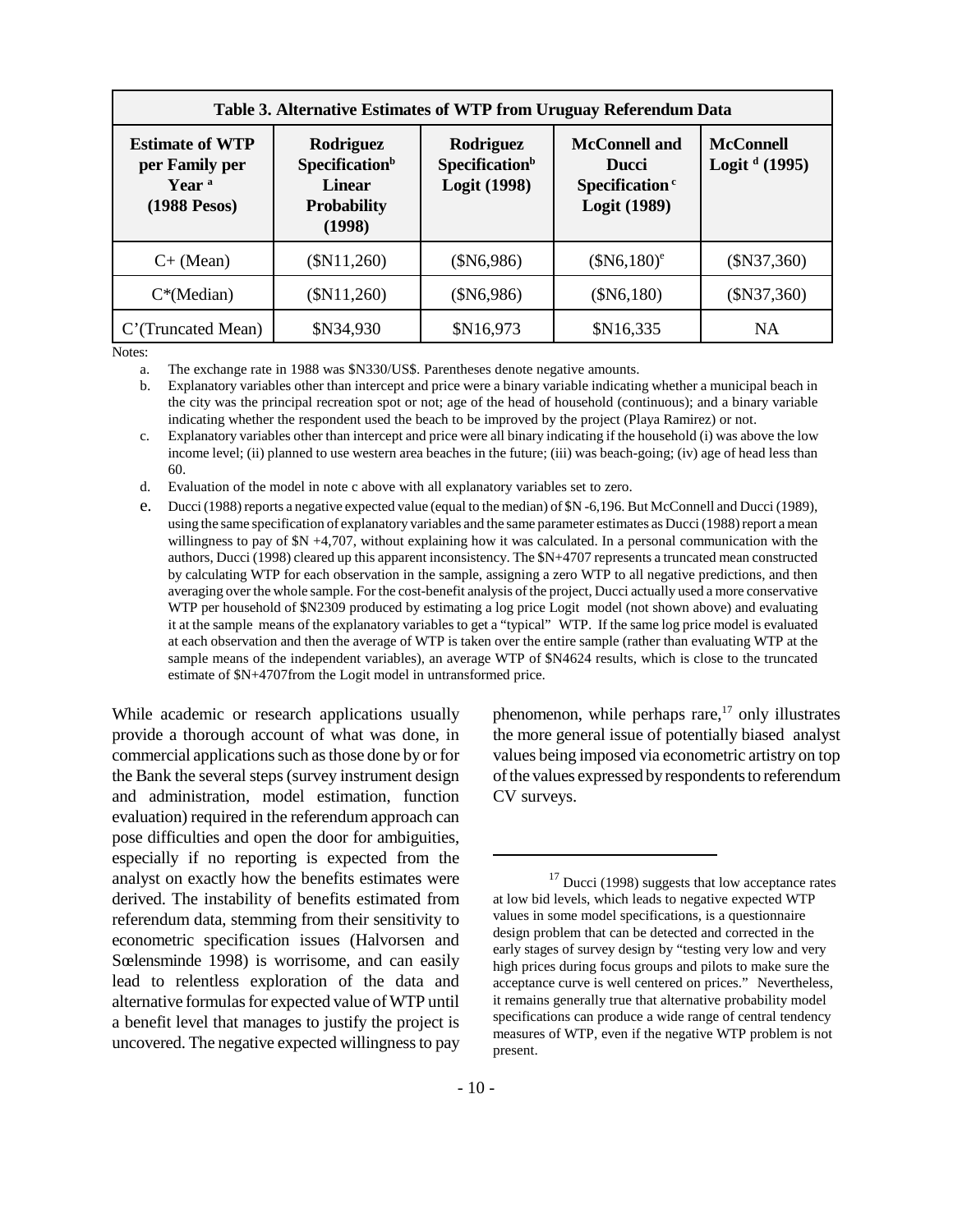| Table 3. Alternative Estimates of WTP from Uruguay Referendum Data | | | | |
|---|---|---|---|---|
| **Estimate of WTP per Family per Year [a] (1988 Pesos)** | **Rodriguez Specification[b] Linear Probability (1998)** | **Rodriguez Specification[b] Logit (1998)** | **McConnell and Ducci Specification[c] Logit (1989)** | **McConnell Logit [d] (1995)** |
| C+ (Mean) | ($N11,260) | ($N6,986) | ($N6,180)[e] | ($N37,360) |
| C*(Median) | ($N11,260) | ($N6,986) | ($N6,180) | ($N37,360) |
| C'(Truncated Mean) | $N34,930 | $N16,973 | $N16,335 | NA |

Notes:

a. The exchange rate in 1988 was $N330/US$. Parentheses denote negative amounts.

b. Explanatory variables other than intercept and price were a binary variable indicating whether a municipal beach in the city was the principal recreation spot or not; age of the head of household (continuous); and a binary variable indicating whether the respondent used the beach to be improved by the project (Playa Ramirez) or not.

c. Explanatory variables other than intercept and price were all binary indicating if the household (i) was above the low income level; (ii) planned to use western area beaches in the future; (iii) was beach-going; (iv) age of head less than 60.

d. Evaluation of the model in note c above with all explanatory variables set to zero.

e. Ducci (1988) reports a negative expected value (equal to the median) of $N -6,196. But McConnell and Ducci (1989), using the same specification of explanatory variables and the same parameter estimates as Ducci (1988) report a mean willingness to pay of $N +4,707, without explaining how it was calculated. In a personal communication with the authors, Ducci (1998) cleared up this apparent inconsistency. The $N+4707 represents a truncated mean constructed by calculating WTP for each observation in the sample, assigning a zero WTP to all negative predictions, and then averaging over the whole sample. For the cost-benefit analysis of the project, Ducci actually used a more conservative WTP per household of $N2309 produced by estimating a log price Logit model (not shown above) and evaluating it at the sample means of the explanatory variables to get a "typical" WTP. If the same log price model is evaluated at each observation and then the average of WTP is taken over the entire sample (rather than evaluating WTP at the sample means of the independent variables), an average WTP of $N4624 results, which is close to the truncated estimate of $N+4707from the Logit model in untransformed price.

While academic or research applications usually provide a thorough account of what was done, in commercial applications such as those done by or for the Bank the several steps (survey instrument design and administration, model estimation, function evaluation) required in the referendum approach can pose difficulties and open the door for ambiguities, especially if no reporting is expected from the analyst on exactly how the benefits estimates were derived. The instability of benefits estimated from referendum data, stemming from their sensitivity to econometric specification issues (Halvorsen and Sœlensminde 1998) is worrisome, and can easily lead to relentless exploration of the data and alternative formulas for expected value of WTP until a benefit level that manages to justify the project is uncovered. The negative expected willingness to pay phenomenon, while perhaps rare,[17] only illustrates the more general issue of potentially biased analyst values being imposed via econometric artistry on top of the values expressed by respondents to referendum CV surveys.

[17] Ducci (1998) suggests that low acceptance rates at low bid levels, which leads to negative expected WTP values in some model specifications, is a questionnaire design problem that can be detected and corrected in the early stages of survey design by "testing very low and very high prices during focus groups and pilots to make sure the acceptance curve is well centered on prices." Nevertheless, it remains generally true that alternative probability model specifications can produce a wide range of central tendency measures of WTP, even if the negative WTP problem is not present.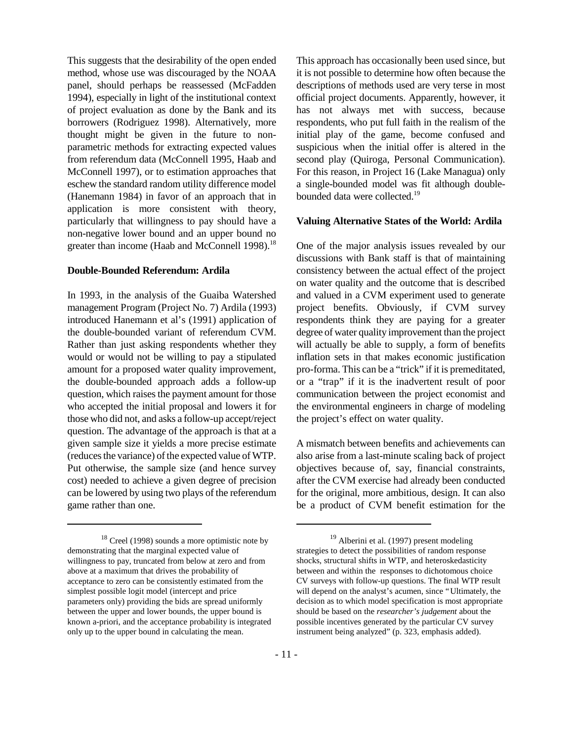This suggests that the desirability of the open ended method, whose use was discouraged by the NOAA panel, should perhaps be reassessed (McFadden 1994), especially in light of the institutional context of project evaluation as done by the Bank and its borrowers (Rodriguez 1998). Alternatively, more thought might be given in the future to non-parametric methods for extracting expected values from referendum data (McConnell 1995, Haab and McConnell 1997), or to estimation approaches that eschew the standard random utility difference model (Hanemann 1984) in favor of an approach that in application is more consistent with theory, particularly that willingness to pay should have a non-negative lower bound and an upper bound no greater than income (Haab and McConnell 1998).[18]

**Double-Bounded Referendum: Ardila**

In 1993, in the analysis of the Guaiba Watershed management Program (Project No. 7) Ardila (1993) introduced Hanemann et al's (1991) application of the double-bounded variant of referendum CVM. Rather than just asking respondents whether they would or would not be willing to pay a stipulated amount for a proposed water quality improvement, the double-bounded approach adds a follow-up question, which raises the payment amount for those who accepted the initial proposal and lowers it for those who did not, and asks a follow-up accept/reject question. The advantage of the approach is that at a given sample size it yields a more precise estimate (reduces the variance) of the expected value of WTP. Put otherwise, the sample size (and hence survey cost) needed to achieve a given degree of precision can be lowered by using two plays of the referendum game rather than one.

This approach has occasionally been used since, but it is not possible to determine how often because the descriptions of methods used are very terse in most official project documents. Apparently, however, it has not always met with success, because respondents, who put full faith in the realism of the initial play of the game, become confused and suspicious when the initial offer is altered in the second play (Quiroga, Personal Communication). For this reason, in Project 16 (Lake Managua) only a single-bounded model was fit although double-bounded data were collected.[19]

**Valuing Alternative States of the World: Ardila**

One of the major analysis issues revealed by our discussions with Bank staff is that of maintaining consistency between the actual effect of the project on water quality and the outcome that is described and valued in a CVM experiment used to generate project benefits. Obviously, if CVM survey respondents think they are paying for a greater degree of water quality improvement than the project will actually be able to supply, a form of benefits inflation sets in that makes economic justification pro-forma. This can be a "trick" if it is premeditated, or a "trap" if it is the inadvertent result of poor communication between the project economist and the environmental engineers in charge of modeling the project's effect on water quality.

A mismatch between benefits and achievements can also arise from a last-minute scaling back of project objectives because of, say, financial constraints, after the CVM exercise had already been conducted for the original, more ambitious, design. It can also be a product of CVM benefit estimation for the

---

[18] Creel (1998) sounds a more optimistic note by demonstrating that the marginal expected value of willingness to pay, truncated from below at zero and from above at a maximum that drives the probability of acceptance to zero can be consistently estimated from the simplest possible logit model (intercept and price parameters only) providing the bids are spread uniformly between the upper and lower bounds, the upper bound is known a-priori, and the acceptance probability is integrated only up to the upper bound in calculating the mean.

[19] Alberini et al. (1997) present modeling strategies to detect the possibilities of random response shocks, structural shifts in WTP, and heteroskedasticity between and within the responses to dichotomous choice CV surveys with follow-up questions. The final WTP result will depend on the analyst's acumen, since "Ultimately, the decision as to which model specification is most appropriate should be based on the *researcher's judgement* about the possible incentives generated by the particular CV survey instrument being analyzed" (p. 323, emphasis added).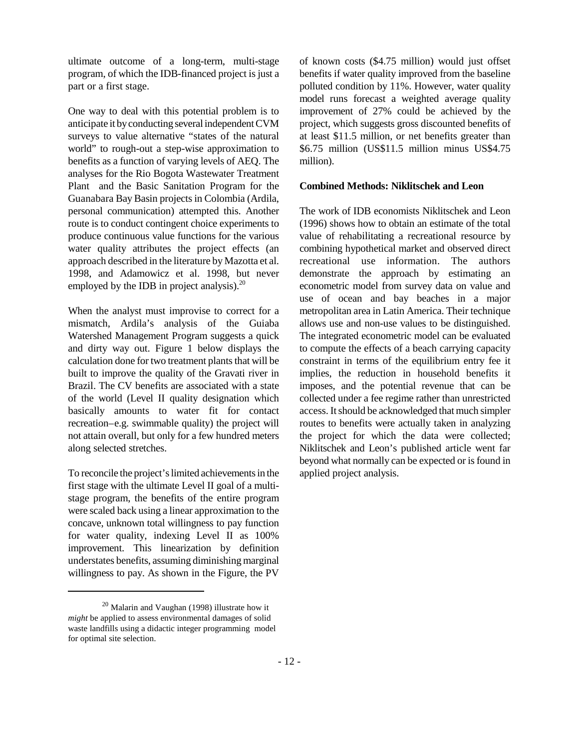ultimate outcome of a long-term, multi-stage program, of which the IDB-financed project is just a part or a first stage.

One way to deal with this potential problem is to anticipate it by conducting several independent CVM surveys to value alternative "states of the natural world" to rough-out a step-wise approximation to benefits as a function of varying levels of AEQ. The analyses for the Rio Bogota Wastewater Treatment Plant and the Basic Sanitation Program for the Guanabara Bay Basin projects in Colombia (Ardila, personal communication) attempted this. Another route is to conduct contingent choice experiments to produce continuous value functions for the various water quality attributes the project effects (an approach described in the literature by Mazotta et al. 1998, and Adamowicz et al. 1998, but never employed by the IDB in project analysis).[20]

When the analyst must improvise to correct for a mismatch, Ardila's analysis of the Guiaba Watershed Management Program suggests a quick and dirty way out. Figure 1 below displays the calculation done for two treatment plants that will be built to improve the quality of the Gravati river in Brazil. The CV benefits are associated with a state of the world (Level II quality designation which basically amounts to water fit for contact recreation–e.g. swimmable quality) the project will not attain overall, but only for a few hundred meters along selected stretches.

To reconcile the project's limited achievements in the first stage with the ultimate Level II goal of a multi-stage program, the benefits of the entire program were scaled back using a linear approximation to the concave, unknown total willingness to pay function for water quality, indexing Level II as 100% improvement. This linearization by definition understates benefits, assuming diminishing marginal willingness to pay. As shown in the Figure, the PV of known costs ($4.75 million) would just offset benefits if water quality improved from the baseline polluted condition by 11%. However, water quality model runs forecast a weighted average quality improvement of 27% could be achieved by the project, which suggests gross discounted benefits of at least $11.5 million, or net benefits greater than $6.75 million (US$11.5 million minus US$4.75 million).

**Combined Methods: Niklitschek and Leon**

The work of IDB economists Niklitschek and Leon (1996) shows how to obtain an estimate of the total value of rehabilitating a recreational resource by combining hypothetical market and observed direct recreational use information. The authors demonstrate the approach by estimating an econometric model from survey data on value and use of ocean and bay beaches in a major metropolitan area in Latin America. Their technique allows use and non-use values to be distinguished. The integrated econometric model can be evaluated to compute the effects of a beach carrying capacity constraint in terms of the equilibrium entry fee it implies, the reduction in household benefits it imposes, and the potential revenue that can be collected under a fee regime rather than unrestricted access. It should be acknowledged that much simpler routes to benefits were actually taken in analyzing the project for which the data were collected; Niklitschek and Leon's published article went far beyond what normally can be expected or is found in applied project analysis.

---

[20] Malarin and Vaughan (1998) illustrate how it *might* be applied to assess environmental damages of solid waste landfills using a didactic integer programming model for optimal site selection.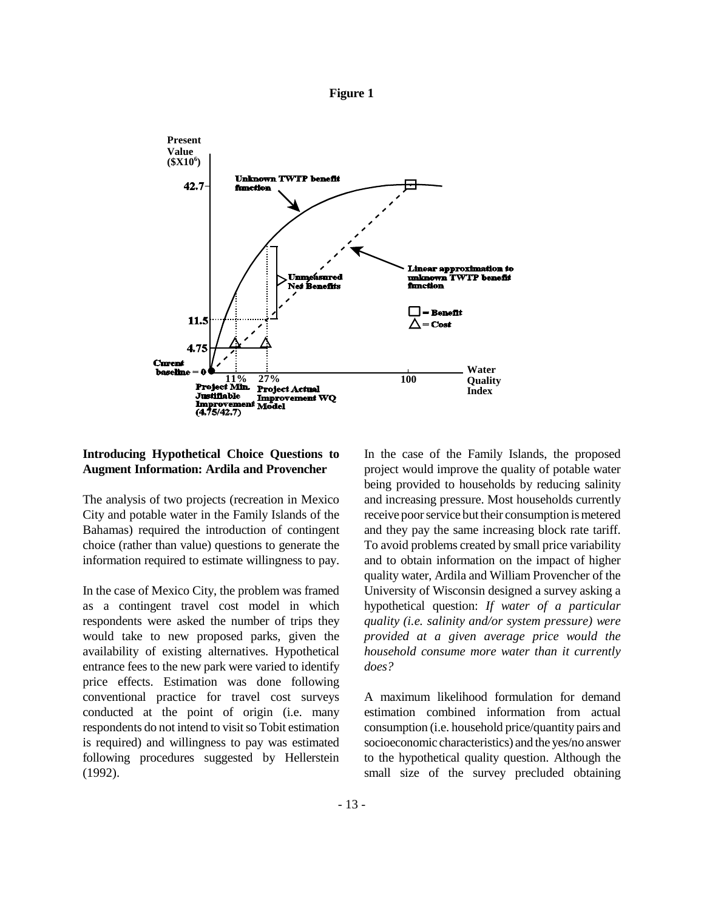**Figure 1**

Present Value ($\$X10^6$)

42.7

Unknown TWTP benefit function

Linear approximation to unknown TWTP benefit function

Unmeasured Net Benefits

11.5

4.75

Current baseline = 0

□ = Benefit
△ = Cost

11% Project Min. Justifiable Improvement (4.75/42.7)

27% Project Actual Improvement WQ Model

100

Water Quality Index

### Introducing Hypothetical Choice Questions to Augment Information: Ardila and Provencher

The analysis of two projects (recreation in Mexico City and potable water in the Family Islands of the Bahamas) required the introduction of contingent choice (rather than value) questions to generate the information required to estimate willingness to pay.

In the case of Mexico City, the problem was framed as a contingent travel cost model in which respondents were asked the number of trips they would take to new proposed parks, given the availability of existing alternatives. Hypothetical entrance fees to the new park were varied to identify price effects. Estimation was done following conventional practice for travel cost surveys conducted at the point of origin (i.e. many respondents do not intend to visit so Tobit estimation is required) and willingness to pay was estimated following procedures suggested by Hellerstein (1992).

In the case of the Family Islands, the proposed project would improve the quality of potable water being provided to households by reducing salinity and increasing pressure. Most households currently receive poor service but their consumption is metered and they pay the same increasing block rate tariff. To avoid problems created by small price variability and to obtain information on the impact of higher quality water, Ardila and William Provencher of the University of Wisconsin designed a survey asking a hypothetical question: *If water of a particular quality (i.e. salinity and/or system pressure) were provided at a given average price would the household consume more water than it currently does?*

A maximum likelihood formulation for demand estimation combined information from actual consumption (i.e. household price/quantity pairs and socioeconomic characteristics) and the yes/no answer to the hypothetical quality question. Although the small size of the survey precluded obtaining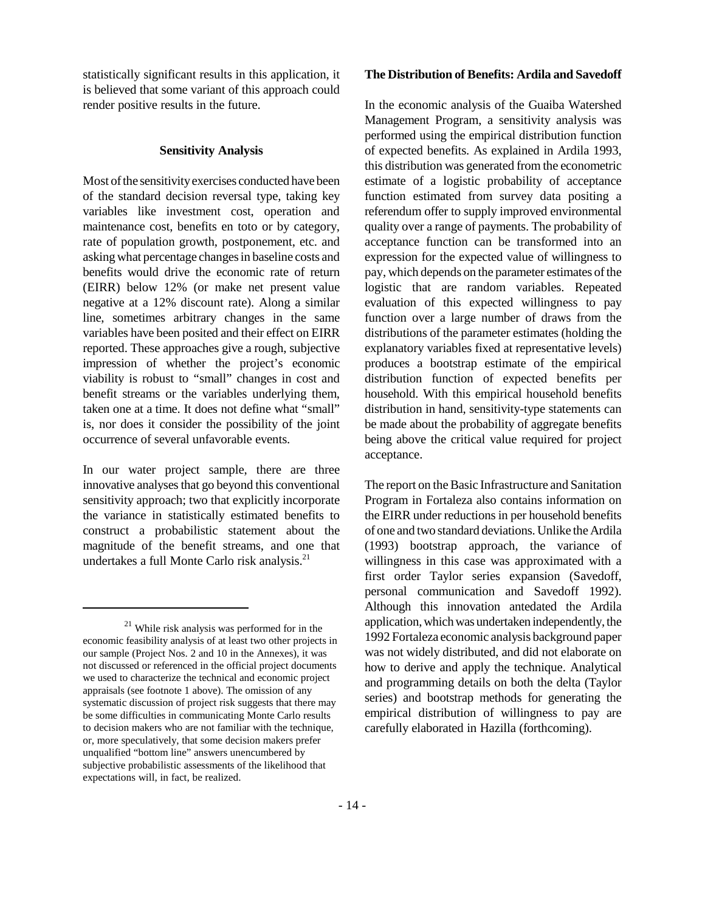statistically significant results in this application, it is believed that some variant of this approach could render positive results in the future.

### Sensitivity Analysis

Most of the sensitivity exercises conducted have been of the standard decision reversal type, taking key variables like investment cost, operation and maintenance cost, benefits en toto or by category, rate of population growth, postponement, etc. and asking what percentage changes in baseline costs and benefits would drive the economic rate of return (EIRR) below 12% (or make net present value negative at a 12% discount rate). Along a similar line, sometimes arbitrary changes in the same variables have been posited and their effect on EIRR reported. These approaches give a rough, subjective impression of whether the project's economic viability is robust to "small" changes in cost and benefit streams or the variables underlying them, taken one at a time. It does not define what "small" is, nor does it consider the possibility of the joint occurrence of several unfavorable events.

In our water project sample, there are three innovative analyses that go beyond this conventional sensitivity approach; two that explicitly incorporate the variance in statistically estimated benefits to construct a probabilistic statement about the magnitude of the benefit streams, and one that undertakes a full Monte Carlo risk analysis.[21]

### The Distribution of Benefits: Ardila and Savedoff

In the economic analysis of the Guaiba Watershed Management Program, a sensitivity analysis was performed using the empirical distribution function of expected benefits. As explained in Ardila 1993, this distribution was generated from the econometric estimate of a logistic probability of acceptance function estimated from survey data positing a referendum offer to supply improved environmental quality over a range of payments. The probability of acceptance function can be transformed into an expression for the expected value of willingness to pay, which depends on the parameter estimates of the logistic that are random variables. Repeated evaluation of this expected willingness to pay function over a large number of draws from the distributions of the parameter estimates (holding the explanatory variables fixed at representative levels) produces a bootstrap estimate of the empirical distribution function of expected benefits per household. With this empirical household benefits distribution in hand, sensitivity-type statements can be made about the probability of aggregate benefits being above the critical value required for project acceptance.

The report on the Basic Infrastructure and Sanitation Program in Fortaleza also contains information on the EIRR under reductions in per household benefits of one and two standard deviations. Unlike the Ardila (1993) bootstrap approach, the variance of willingness in this case was approximated with a first order Taylor series expansion (Savedoff, personal communication and Savedoff 1992). Although this innovation antedated the Ardila application, which was undertaken independently, the 1992 Fortaleza economic analysis background paper was not widely distributed, and did not elaborate on how to derive and apply the technique. Analytical and programming details on both the delta (Taylor series) and bootstrap methods for generating the empirical distribution of willingness to pay are carefully elaborated in Hazilla (forthcoming).

---

[21] While risk analysis was performed for in the economic feasibility analysis of at least two other projects in our sample (Project Nos. 2 and 10 in the Annexes), it was not discussed or referenced in the official project documents we used to characterize the technical and economic project appraisals (see footnote 1 above). The omission of any systematic discussion of project risk suggests that there may be some difficulties in communicating Monte Carlo results to decision makers who are not familiar with the technique, or, more speculatively, that some decision makers prefer unqualified "bottom line" answers unencumbered by subjective probabilistic assessments of the likelihood that expectations will, in fact, be realized.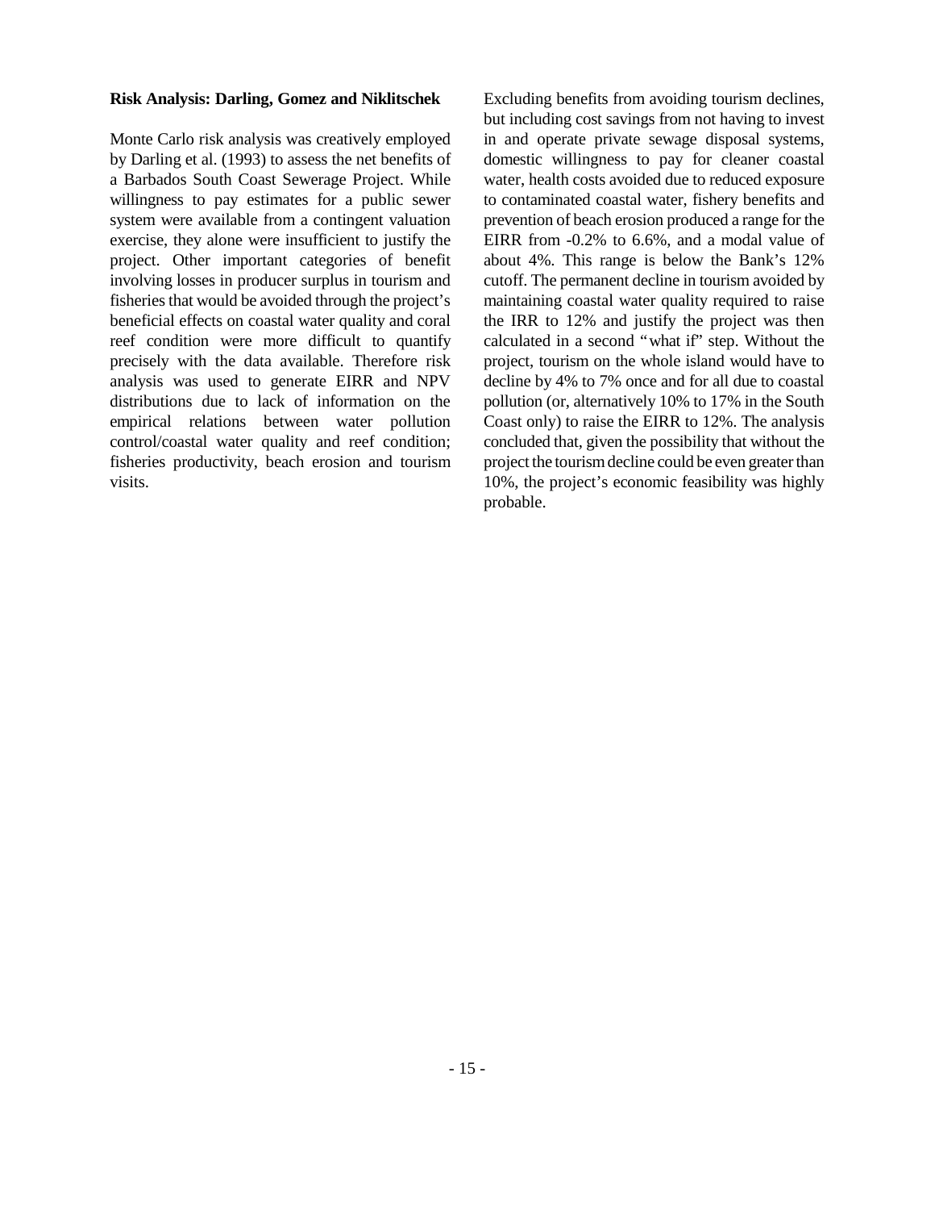**Risk Analysis: Darling, Gomez and Niklitschek**

Monte Carlo risk analysis was creatively employed by Darling et al. (1993) to assess the net benefits of a Barbados South Coast Sewerage Project. While willingness to pay estimates for a public sewer system were available from a contingent valuation exercise, they alone were insufficient to justify the project. Other important categories of benefit involving losses in producer surplus in tourism and fisheries that would be avoided through the project's beneficial effects on coastal water quality and coral reef condition were more difficult to quantify precisely with the data available. Therefore risk analysis was used to generate EIRR and NPV distributions due to lack of information on the empirical relations between water pollution control/coastal water quality and reef condition; fisheries productivity, beach erosion and tourism visits.

Excluding benefits from avoiding tourism declines, but including cost savings from not having to invest in and operate private sewage disposal systems, domestic willingness to pay for cleaner coastal water, health costs avoided due to reduced exposure to contaminated coastal water, fishery benefits and prevention of beach erosion produced a range for the EIRR from -0.2% to 6.6%, and a modal value of about 4%. This range is below the Bank's 12% cutoff. The permanent decline in tourism avoided by maintaining coastal water quality required to raise the IRR to 12% and justify the project was then calculated in a second "what if" step. Without the project, tourism on the whole island would have to decline by 4% to 7% once and for all due to coastal pollution (or, alternatively 10% to 17% in the South Coast only) to raise the EIRR to 12%. The analysis concluded that, given the possibility that without the project the tourism decline could be even greater than 10%, the project's economic feasibility was highly probable.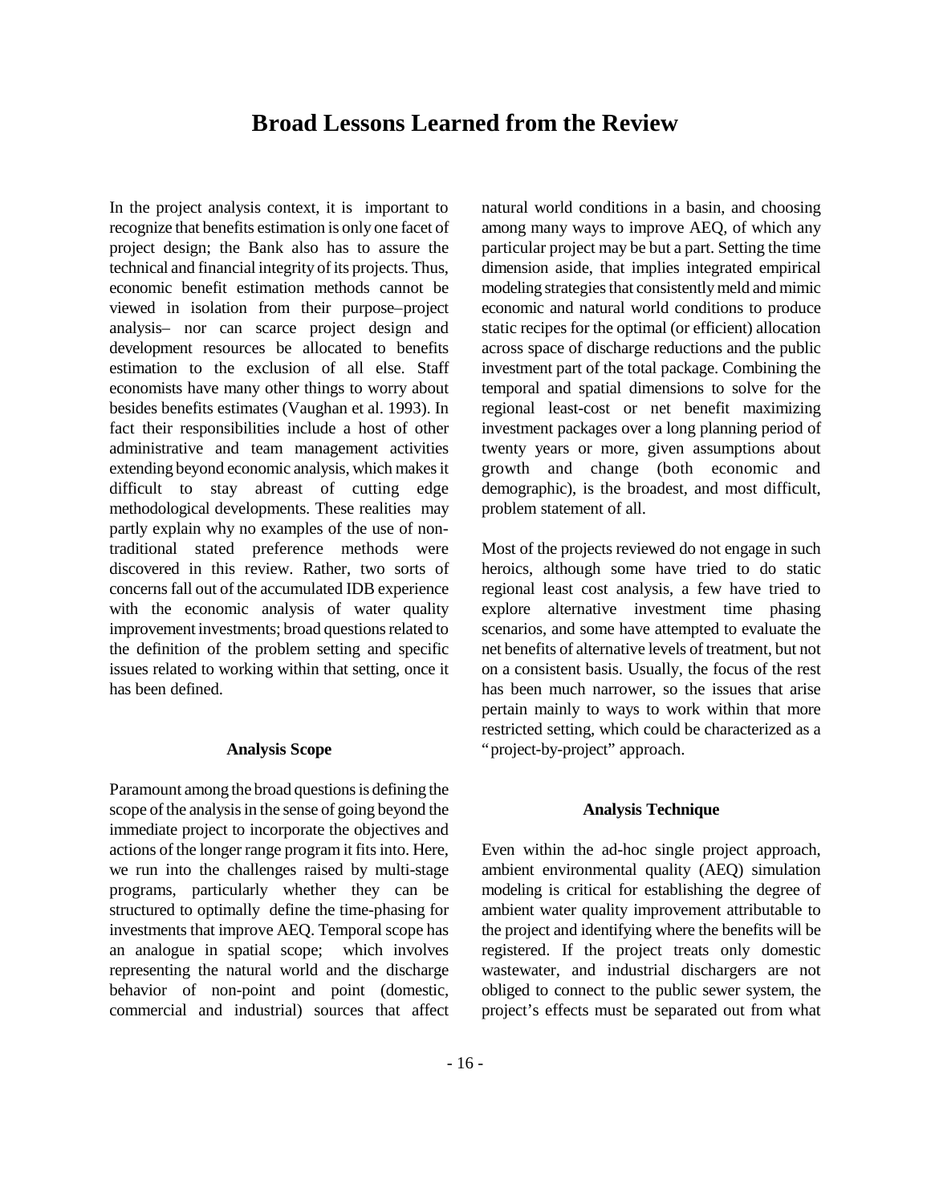# Broad Lessons Learned from the Review

In the project analysis context, it is important to recognize that benefits estimation is only one facet of project design; the Bank also has to assure the technical and financial integrity of its projects. Thus, economic benefit estimation methods cannot be viewed in isolation from their purpose–project analysis– nor can scarce project design and development resources be allocated to benefits estimation to the exclusion of all else. Staff economists have many other things to worry about besides benefits estimates (Vaughan et al. 1993). In fact their responsibilities include a host of other administrative and team management activities extending beyond economic analysis, which makes it difficult to stay abreast of cutting edge methodological developments. These realities may partly explain why no examples of the use of non-traditional stated preference methods were discovered in this review. Rather, two sorts of concerns fall out of the accumulated IDB experience with the economic analysis of water quality improvement investments; broad questions related to the definition of the problem setting and specific issues related to working within that setting, once it has been defined.

### Analysis Scope

Paramount among the broad questions is defining the scope of the analysis in the sense of going beyond the immediate project to incorporate the objectives and actions of the longer range program it fits into. Here, we run into the challenges raised by multi-stage programs, particularly whether they can be structured to optimally define the time-phasing for investments that improve AEQ. Temporal scope has an analogue in spatial scope; which involves representing the natural world and the discharge behavior of non-point and point (domestic, commercial and industrial) sources that affect natural world conditions in a basin, and choosing among many ways to improve AEQ, of which any particular project may be but a part. Setting the time dimension aside, that implies integrated empirical modeling strategies that consistently meld and mimic economic and natural world conditions to produce static recipes for the optimal (or efficient) allocation across space of discharge reductions and the public investment part of the total package. Combining the temporal and spatial dimensions to solve for the regional least-cost or net benefit maximizing investment packages over a long planning period of twenty years or more, given assumptions about growth and change (both economic and demographic), is the broadest, and most difficult, problem statement of all.

Most of the projects reviewed do not engage in such heroics, although some have tried to do static regional least cost analysis, a few have tried to explore alternative investment time phasing scenarios, and some have attempted to evaluate the net benefits of alternative levels of treatment, but not on a consistent basis. Usually, the focus of the rest has been much narrower, so the issues that arise pertain mainly to ways to work within that more restricted setting, which could be characterized as a "project-by-project" approach.

### Analysis Technique

Even within the ad-hoc single project approach, ambient environmental quality (AEQ) simulation modeling is critical for establishing the degree of ambient water quality improvement attributable to the project and identifying where the benefits will be registered. If the project treats only domestic wastewater, and industrial dischargers are not obliged to connect to the public sewer system, the project's effects must be separated out from what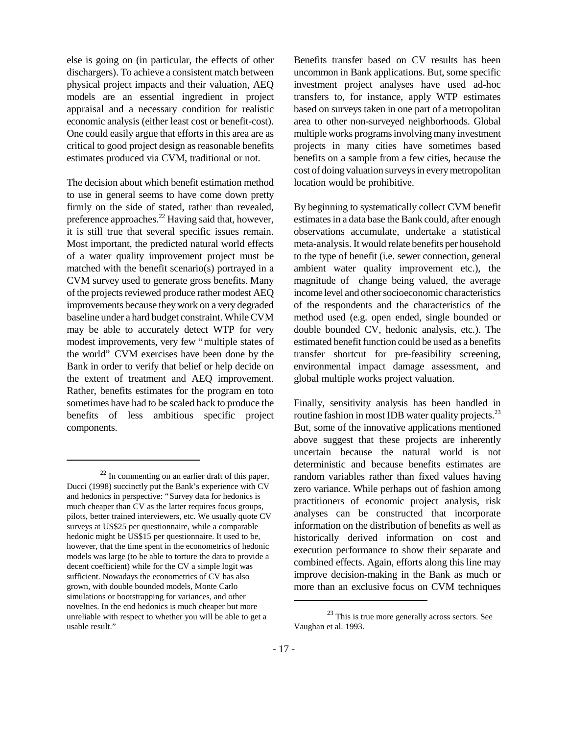else is going on (in particular, the effects of other dischargers). To achieve a consistent match between physical project impacts and their valuation, AEQ models are an essential ingredient in project appraisal and a necessary condition for realistic economic analysis (either least cost or benefit-cost). One could easily argue that efforts in this area are as critical to good project design as reasonable benefits estimates produced via CVM, traditional or not.

The decision about which benefit estimation method to use in general seems to have come down pretty firmly on the side of stated, rather than revealed, preference approaches.[22] Having said that, however, it is still true that several specific issues remain. Most important, the predicted natural world effects of a water quality improvement project must be matched with the benefit scenario(s) portrayed in a CVM survey used to generate gross benefits. Many of the projects reviewed produce rather modest AEQ improvements because they work on a very degraded baseline under a hard budget constraint. While CVM may be able to accurately detect WTP for very modest improvements, very few "multiple states of the world" CVM exercises have been done by the Bank in order to verify that belief or help decide on the extent of treatment and AEQ improvement. Rather, benefits estimates for the program en toto sometimes have had to be scaled back to produce the benefits of less ambitious specific project components.

Benefits transfer based on CV results has been uncommon in Bank applications. But, some specific investment project analyses have used ad-hoc transfers to, for instance, apply WTP estimates based on surveys taken in one part of a metropolitan area to other non-surveyed neighborhoods. Global multiple works programs involving many investment projects in many cities have sometimes based benefits on a sample from a few cities, because the cost of doing valuation surveys in every metropolitan location would be prohibitive.

By beginning to systematically collect CVM benefit estimates in a data base the Bank could, after enough observations accumulate, undertake a statistical meta-analysis. It would relate benefits per household to the type of benefit (i.e. sewer connection, general ambient water quality improvement etc.), the magnitude of change being valued, the average income level and other socioeconomic characteristics of the respondents and the characteristics of the method used (e.g. open ended, single bounded or double bounded CV, hedonic analysis, etc.). The estimated benefit function could be used as a benefits transfer shortcut for pre-feasibility screening, environmental impact damage assessment, and global multiple works project valuation.

Finally, sensitivity analysis has been handled in routine fashion in most IDB water quality projects.[23] But, some of the innovative applications mentioned above suggest that these projects are inherently uncertain because the natural world is not deterministic and because benefits estimates are random variables rather than fixed values having zero variance. While perhaps out of fashion among practitioners of economic project analysis, risk analyses can be constructed that incorporate information on the distribution of benefits as well as historically derived information on cost and execution performance to show their separate and combined effects. Again, efforts along this line may improve decision-making in the Bank as much or more than an exclusive focus on CVM techniques

---

[22] In commenting on an earlier draft of this paper, Ducci (1998) succinctly put the Bank's experience with CV and hedonics in perspective: "Survey data for hedonics is much cheaper than CV as the latter requires focus groups, pilots, better trained interviewers, etc. We usually quote CV surveys at US$25 per questionnaire, while a comparable hedonic might be US$15 per questionnaire. It used to be, however, that the time spent in the econometrics of hedonic models was large (to be able to torture the data to provide a decent coefficient) while for the CV a simple logit was sufficient. Nowadays the econometrics of CV has also grown, with double bounded models, Monte Carlo simulations or bootstrapping for variances, and other novelties. In the end hedonics is much cheaper but more unreliable with respect to whether you will be able to get a usable result."

[23] This is true more generally across sectors. See Vaughan et al. 1993.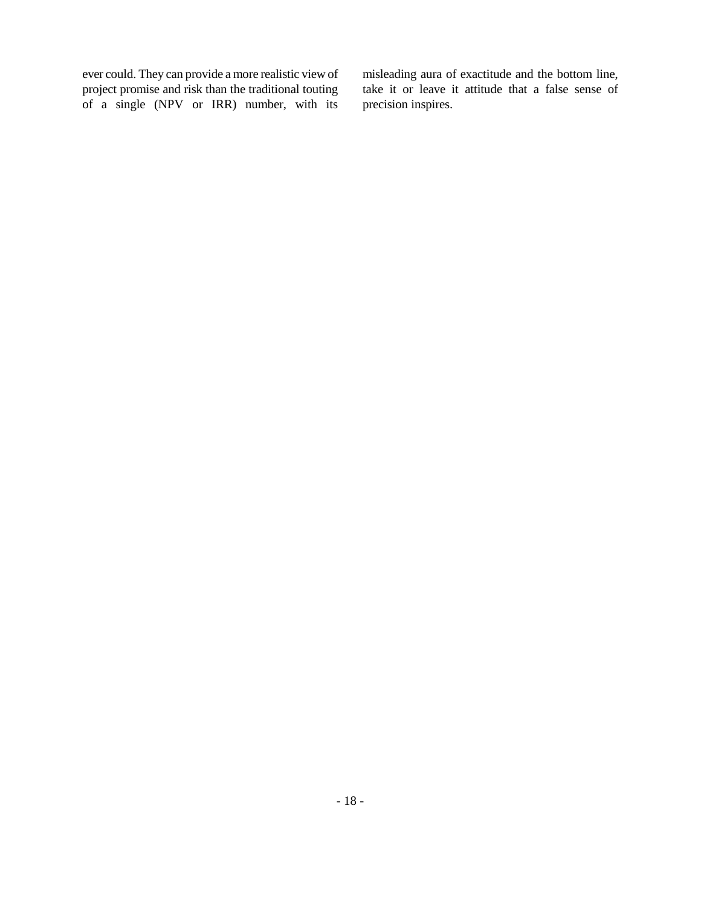ever could. They can provide a more realistic view of project promise and risk than the traditional touting of a single (NPV or IRR) number, with its misleading aura of exactitude and the bottom line, take it or leave it attitude that a false sense of precision inspires.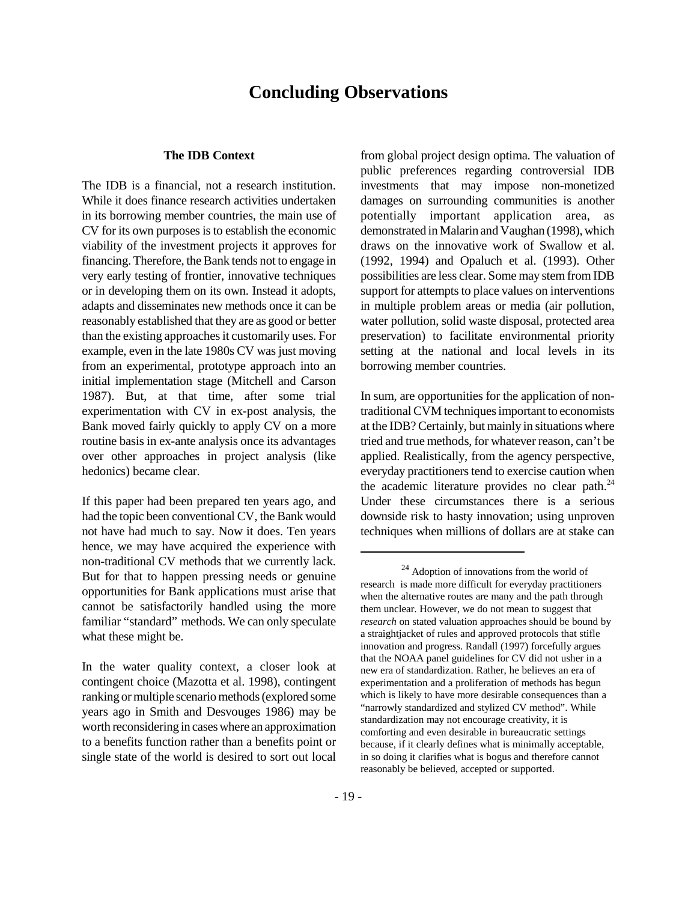# Concluding Observations

### The IDB Context

The IDB is a financial, not a research institution. While it does finance research activities undertaken in its borrowing member countries, the main use of CV for its own purposes is to establish the economic viability of the investment projects it approves for financing. Therefore, the Bank tends not to engage in very early testing of frontier, innovative techniques or in developing them on its own. Instead it adopts, adapts and disseminates new methods once it can be reasonably established that they are as good or better than the existing approaches it customarily uses. For example, even in the late 1980s CV was just moving from an experimental, prototype approach into an initial implementation stage (Mitchell and Carson 1987). But, at that time, after some trial experimentation with CV in ex-post analysis, the Bank moved fairly quickly to apply CV on a more routine basis in ex-ante analysis once its advantages over other approaches in project analysis (like hedonics) became clear.

If this paper had been prepared ten years ago, and had the topic been conventional CV, the Bank would not have had much to say. Now it does. Ten years hence, we may have acquired the experience with non-traditional CV methods that we currently lack. But for that to happen pressing needs or genuine opportunities for Bank applications must arise that cannot be satisfactorily handled using the more familiar "standard" methods. We can only speculate what these might be.

In the water quality context, a closer look at contingent choice (Mazotta et al. 1998), contingent ranking or multiple scenario methods (explored some years ago in Smith and Desvouges 1986) may be worth reconsidering in cases where an approximation to a benefits function rather than a benefits point or single state of the world is desired to sort out local from global project design optima. The valuation of public preferences regarding controversial IDB investments that may impose non-monetized damages on surrounding communities is another potentially important application area, as demonstrated in Malarin and Vaughan (1998), which draws on the innovative work of Swallow et al. (1992, 1994) and Opaluch et al. (1993). Other possibilities are less clear. Some may stem from IDB support for attempts to place values on interventions in multiple problem areas or media (air pollution, water pollution, solid waste disposal, protected area preservation) to facilitate environmental priority setting at the national and local levels in its borrowing member countries.

In sum, are opportunities for the application of non-traditional CVM techniques important to economists at the IDB? Certainly, but mainly in situations where tried and true methods, for whatever reason, can't be applied. Realistically, from the agency perspective, everyday practitioners tend to exercise caution when the academic literature provides no clear path.[24] Under these circumstances there is a serious downside risk to hasty innovation; using unproven techniques when millions of dollars are at stake can

[24] Adoption of innovations from the world of research is made more difficult for everyday practitioners when the alternative routes are many and the path through them unclear. However, we do not mean to suggest that *research* on stated valuation approaches should be bound by a straightjacket of rules and approved protocols that stifle innovation and progress. Randall (1997) forcefully argues that the NOAA panel guidelines for CV did not usher in a new era of standardization. Rather, he believes an era of experimentation and a proliferation of methods has begun which is likely to have more desirable consequences than a "narrowly standardized and stylized CV method". While standardization may not encourage creativity, it is comforting and even desirable in bureaucratic settings because, if it clearly defines what is minimally acceptable, in so doing it clarifies what is bogus and therefore cannot reasonably be believed, accepted or supported.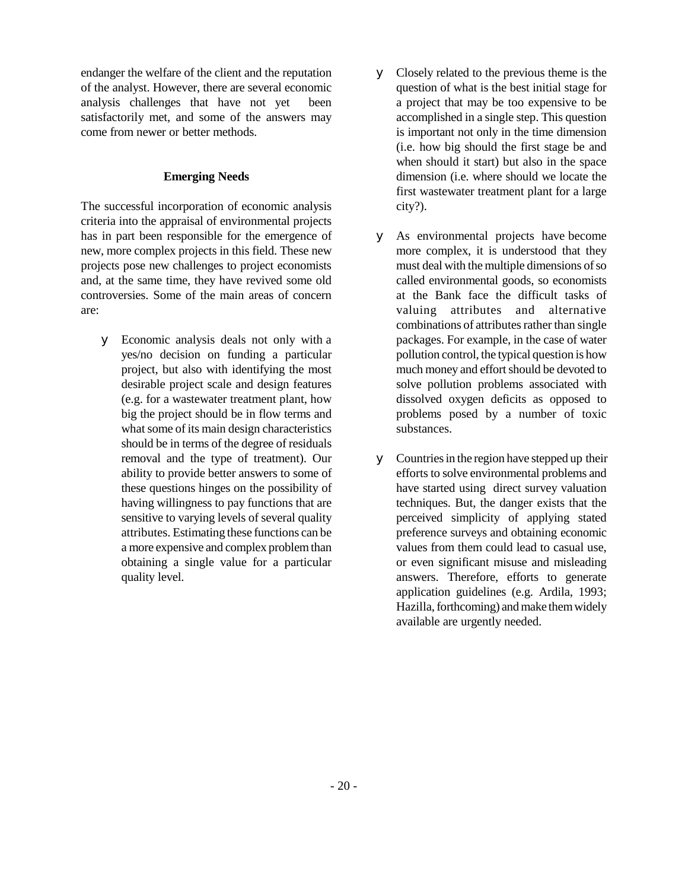endanger the welfare of the client and the reputation of the analyst. However, there are several economic analysis challenges that have not yet been satisfactorily met, and some of the answers may come from newer or better methods.

**Emerging Needs**

The successful incorporation of economic analysis criteria into the appraisal of environmental projects has in part been responsible for the emergence of new, more complex projects in this field. These new projects pose new challenges to project economists and, at the same time, they have revived some old controversies. Some of the main areas of concern are:

- Economic analysis deals not only with a yes/no decision on funding a particular project, but also with identifying the most desirable project scale and design features (e.g. for a wastewater treatment plant, how big the project should be in flow terms and what some of its main design characteristics should be in terms of the degree of residuals removal and the type of treatment). Our ability to provide better answers to some of these questions hinges on the possibility of having willingness to pay functions that are sensitive to varying levels of several quality attributes. Estimating these functions can be a more expensive and complex problem than obtaining a single value for a particular quality level.

- Closely related to the previous theme is the question of what is the best initial stage for a project that may be too expensive to be accomplished in a single step. This question is important not only in the time dimension (i.e. how big should the first stage be and when should it start) but also in the space dimension (i.e. where should we locate the first wastewater treatment plant for a large city?).

- As environmental projects have become more complex, it is understood that they must deal with the multiple dimensions of so called environmental goods, so economists at the Bank face the difficult tasks of valuing attributes and alternative combinations of attributes rather than single packages. For example, in the case of water pollution control, the typical question is how much money and effort should be devoted to solve pollution problems associated with dissolved oxygen deficits as opposed to problems posed by a number of toxic substances.

- Countries in the region have stepped up their efforts to solve environmental problems and have started using direct survey valuation techniques. But, the danger exists that the perceived simplicity of applying stated preference surveys and obtaining economic values from them could lead to casual use, or even significant misuse and misleading answers. Therefore, efforts to generate application guidelines (e.g. Ardila, 1993; Hazilla, forthcoming) and make them widely available are urgently needed.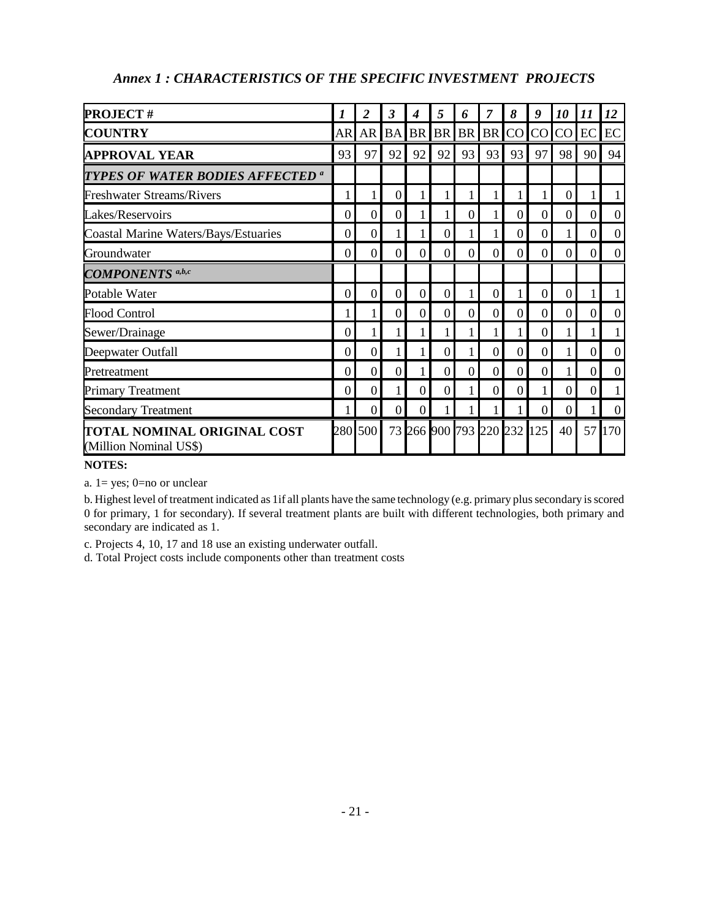## *Annex 1 : CHARACTERISTICS OF THE SPECIFIC INVESTMENT PROJECTS*

| **PROJECT #** | ***1*** | ***2*** | ***3*** | ***4*** | ***5*** | ***6*** | ***7*** | ***8*** | ***9*** | ***10*** | ***11*** | ***12*** |
|---|---|---|---|---|---|---|---|---|---|---|---|---|
| **COUNTRY** | AR | AR | BA | BR | BR | BR | BR | CO | CO | CO | EC | EC |
| **APPROVAL YEAR** | 93 | 97 | 92 | 92 | 92 | 93 | 93 | 93 | 97 | 98 | 90 | 94 |
| ***TYPES OF WATER BODIES AFFECTED*** [a] | | | | | | | | | | | | |
| Freshwater Streams/Rivers | 1 | 1 | 0 | 1 | 1 | 1 | 1 | 1 | 1 | 0 | 1 | 1 |
| Lakes/Reservoirs | 0 | 0 | 0 | 1 | 1 | 0 | 1 | 0 | 0 | 0 | 0 | 0 |
| Coastal Marine Waters/Bays/Estuaries | 0 | 0 | 1 | 1 | 0 | 1 | 1 | 0 | 0 | 1 | 0 | 0 |
| Groundwater | 0 | 0 | 0 | 0 | 0 | 0 | 0 | 0 | 0 | 0 | 0 | 0 |
| ***COMPONENTS*** [a,b,c] | | | | | | | | | | | | |
| Potable Water | 0 | 0 | 0 | 0 | 0 | 1 | 0 | 1 | 0 | 0 | 1 | 1 |
| Flood Control | 1 | 1 | 0 | 0 | 0 | 0 | 0 | 0 | 0 | 0 | 0 | 0 |
| Sewer/Drainage | 0 | 1 | 1 | 1 | 1 | 1 | 1 | 1 | 0 | 1 | 1 | 1 |
| Deepwater Outfall | 0 | 0 | 1 | 1 | 0 | 1 | 0 | 0 | 0 | 1 | 0 | 0 |
| Pretreatment | 0 | 0 | 0 | 1 | 0 | 0 | 0 | 0 | 0 | 1 | 0 | 0 |
| Primary Treatment | 0 | 0 | 1 | 0 | 0 | 1 | 0 | 0 | 1 | 0 | 0 | 1 |
| Secondary Treatment | 1 | 0 | 0 | 0 | 1 | 1 | 1 | 1 | 0 | 0 | 1 | 0 |
| **TOTAL NOMINAL ORIGINAL COST** (Million Nominal US$) | 280 | 500 | 73 | 266 | 900 | 793 | 220 | 232 | 125 | 40 | 57 | 170 |

**NOTES:**

a. 1= yes; 0=no or unclear

b. Highest level of treatment indicated as 1if all plants have the same technology (e.g. primary plus secondary is scored 0 for primary, 1 for secondary). If several treatment plants are built with different technologies, both primary and secondary are indicated as 1.

c. Projects 4, 10, 17 and 18 use an existing underwater outfall.

d. Total Project costs include components other than treatment costs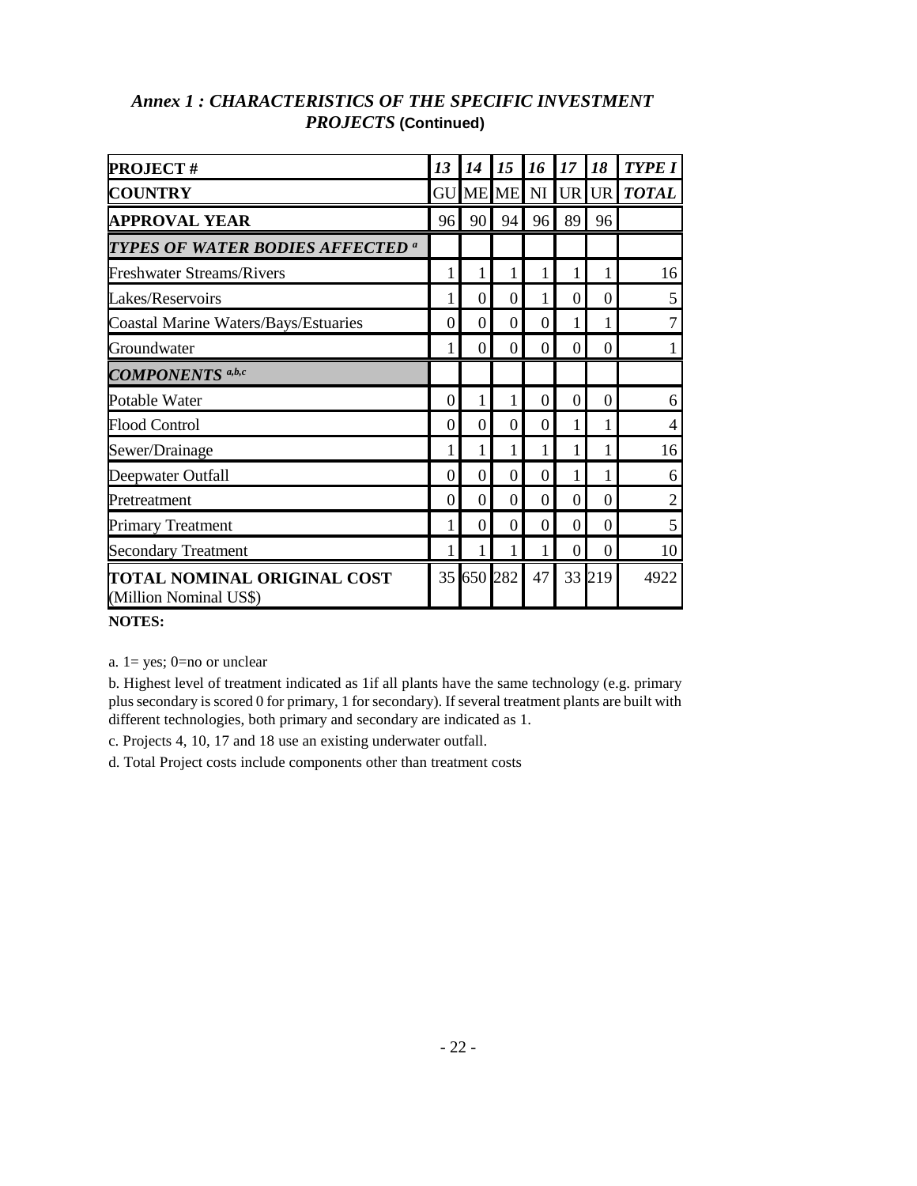## *Annex 1 : CHARACTERISTICS OF THE SPECIFIC INVESTMENT PROJECTS* (Continued)

| **PROJECT #** | ***13*** | ***14*** | ***15*** | ***16*** | ***17*** | ***18*** | ***TYPE I*** |
|---|---|---|---|---|---|---|---|
| **COUNTRY** | GU | ME | ME | NI | UR | UR | ***TOTAL*** |
| **APPROVAL YEAR** | 96 | 90 | 94 | 96 | 89 | 96 | |
| ***TYPES OF WATER BODIES AFFECTED [a]*** | | | | | | | |
| Freshwater Streams/Rivers | 1 | 1 | 1 | 1 | 1 | 1 | 16 |
| Lakes/Reservoirs | 1 | 0 | 0 | 1 | 0 | 0 | 5 |
| Coastal Marine Waters/Bays/Estuaries | 0 | 0 | 0 | 0 | 1 | 1 | 7 |
| Groundwater | 1 | 0 | 0 | 0 | 0 | 0 | 1 |
| ***COMPONENTS [a,b,c]*** | | | | | | | |
| Potable Water | 0 | 1 | 1 | 0 | 0 | 0 | 6 |
| Flood Control | 0 | 0 | 0 | 0 | 1 | 1 | 4 |
| Sewer/Drainage | 1 | 1 | 1 | 1 | 1 | 1 | 16 |
| Deepwater Outfall | 0 | 0 | 0 | 0 | 1 | 1 | 6 |
| Pretreatment | 0 | 0 | 0 | 0 | 0 | 0 | 2 |
| Primary Treatment | 1 | 0 | 0 | 0 | 0 | 0 | 5 |
| Secondary Treatment | 1 | 1 | 1 | 1 | 0 | 0 | 10 |
| **TOTAL NOMINAL ORIGINAL COST** (Million Nominal US$) | 35 | 650 | 282 | 47 | 33 | 219 | 4922 |

**NOTES:**

a. 1= yes; 0=no or unclear

b. Highest level of treatment indicated as 1if all plants have the same technology (e.g. primary plus secondary is scored 0 for primary, 1 for secondary). If several treatment plants are built with different technologies, both primary and secondary are indicated as 1.

c. Projects 4, 10, 17 and 18 use an existing underwater outfall.

d. Total Project costs include components other than treatment costs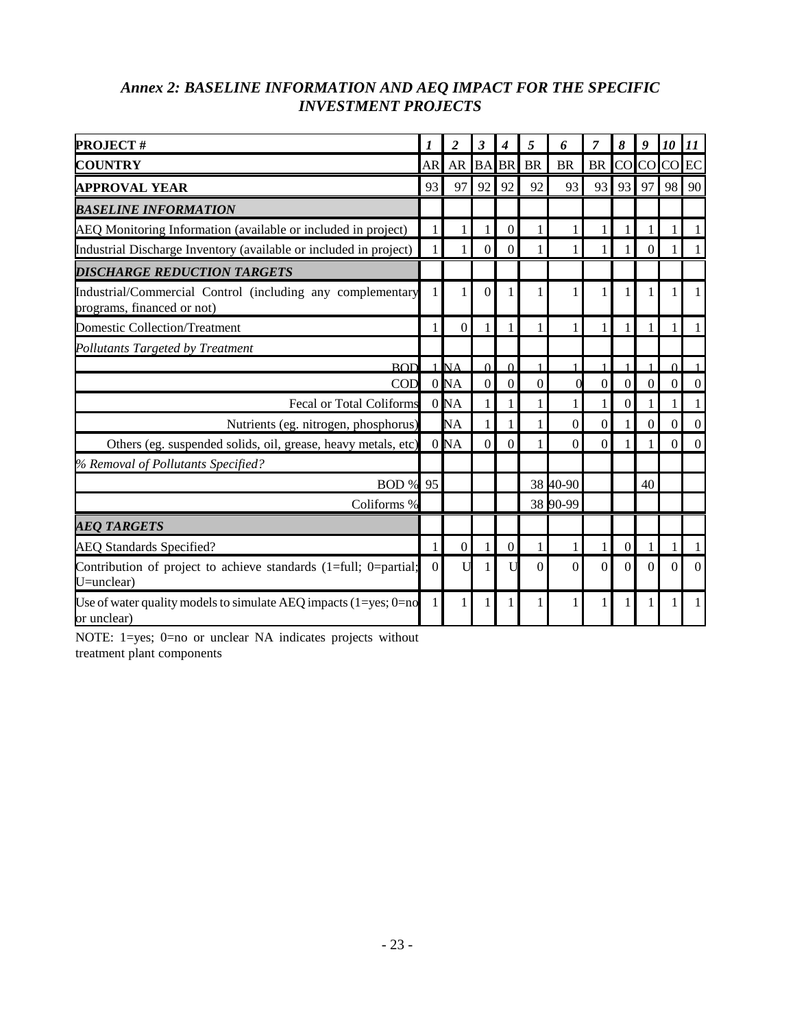## *Annex 2: BASELINE INFORMATION AND AEQ IMPACT FOR THE SPECIFIC INVESTMENT PROJECTS*

| **PROJECT #** | ***1*** | ***2*** | ***3*** | ***4*** | ***5*** | ***6*** | ***7*** | ***8*** | ***9*** | ***10*** | ***11*** |
|---|---|---|---|---|---|---|---|---|---|---|---|
| **COUNTRY** | AR | AR | BA | BR | BR | BR | BR | CO | CO | CO | EC |
| **APPROVAL YEAR** | 93 | 97 | 92 | 92 | 92 | 93 | 93 | 93 | 97 | 98 | 90 |
| ***BASELINE INFORMATION*** | | | | | | | | | | | |
| AEQ Monitoring Information (available or included in project) | 1 | 1 | 1 | 0 | 1 | 1 | 1 | 1 | 1 | 1 | 1 |
| Industrial Discharge Inventory (available or included in project) | 1 | 1 | 0 | 0 | 1 | 1 | 1 | 1 | 0 | 1 | 1 |
| ***DISCHARGE REDUCTION TARGETS*** | | | | | | | | | | | |
| Industrial/Commercial Control (including any complementary programs, financed or not) | 1 | 1 | 0 | 1 | 1 | 1 | 1 | 1 | 1 | 1 | 1 |
| Domestic Collection/Treatment | 1 | 0 | 1 | 1 | 1 | 1 | 1 | 1 | 1 | 1 | 1 |
| *Pollutants Targeted by Treatment* | | | | | | | | | | | |
| BOD | 1 | NA | 0 | 0 | 1 | 1 | 1 | 1 | 1 | 0 | 1 |
| COD | 0 | NA | 0 | 0 | 0 | 0 | 0 | 0 | 0 | 0 | 0 |
| Fecal or Total Coliforms | 0 | NA | 1 | 1 | 1 | 1 | 1 | 0 | 1 | 1 | 1 |
| Nutrients (eg. nitrogen, phosphorus) | | NA | 1 | 1 | 1 | 0 | 0 | 1 | 0 | 0 | 0 |
| Others (eg. suspended solids, oil, grease, heavy metals, etc) | 0 | NA | 0 | 0 | 1 | 0 | 0 | 1 | 1 | 0 | 0 |
| *% Removal of Pollutants Specified?* | | | | | | | | | | | |
| BOD % | 95 | | | | 38 | 40-90 | | | 40 | | |
| Coliforms % | | | | | 38 | 90-99 | | | | | |
| ***AEQ TARGETS*** | | | | | | | | | | | |
| AEQ Standards Specified? | 1 | 0 | 1 | 0 | 1 | 1 | 1 | 0 | 1 | 1 | 1 |
| Contribution of project to achieve standards (1=full; 0=partial; U=unclear) | 0 | U | 1 | U | 0 | 0 | 0 | 0 | 0 | 0 | 0 |
| Use of water quality models to simulate AEQ impacts (1=yes; 0=no or unclear) | 1 | 1 | 1 | 1 | 1 | 1 | 1 | 1 | 1 | 1 | 1 |

NOTE: 1=yes; 0=no or unclear NA indicates projects without treatment plant components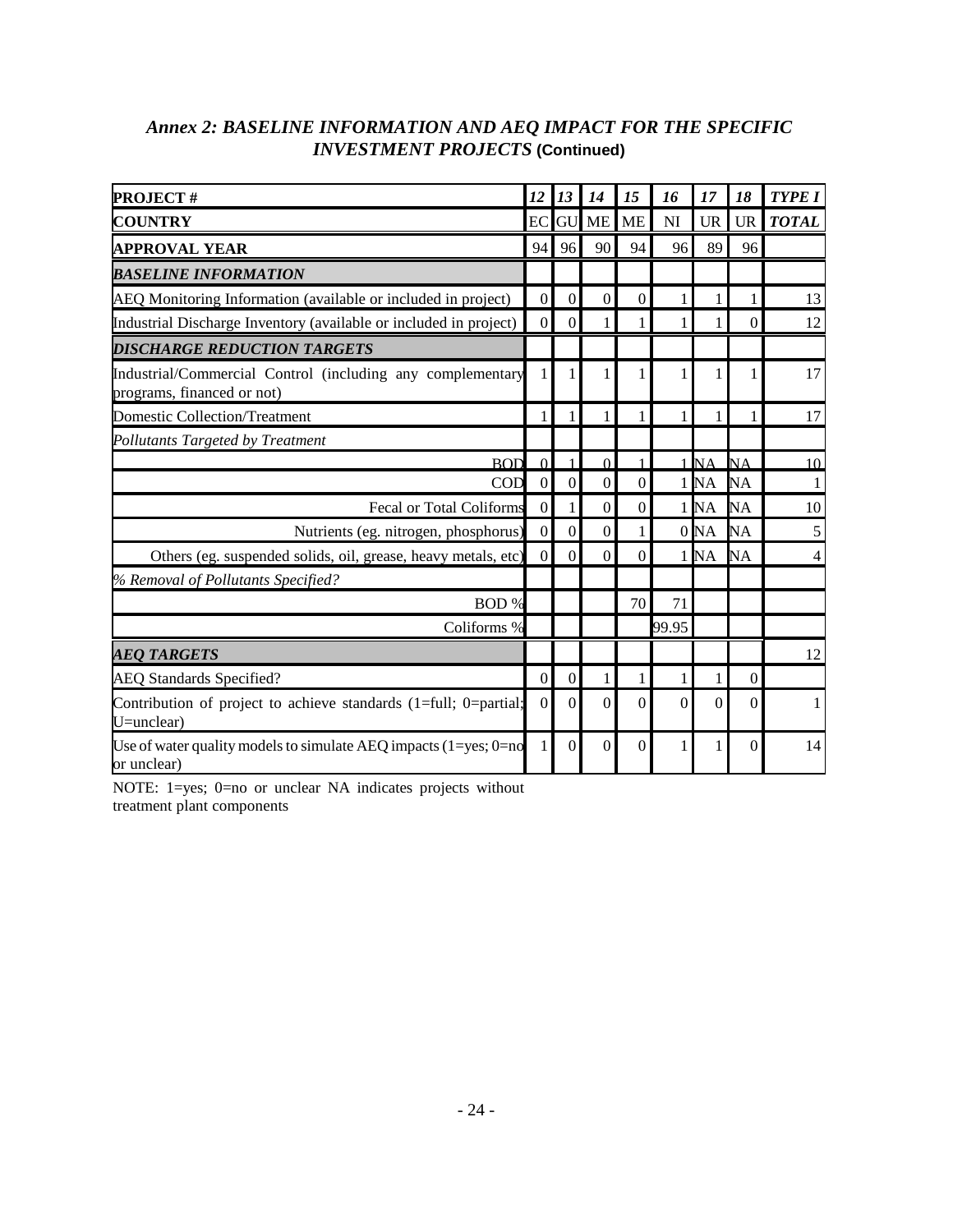## *Annex 2: BASELINE INFORMATION AND AEQ IMPACT FOR THE SPECIFIC INVESTMENT PROJECTS* **(Continued)**

| **PROJECT #** | ***12*** | ***13*** | ***14*** | ***15*** | ***16*** | ***17*** | ***18*** | ***TYPE I*** |
|---|---|---|---|---|---|---|---|---|
| **COUNTRY** | EC | GU | ME | ME | NI | UR | UR | ***TOTAL*** |
| **APPROVAL YEAR** | 94 | 96 | 90 | 94 | 96 | 89 | 96 | |
| ***BASELINE INFORMATION*** | | | | | | | | |
| AEQ Monitoring Information (available or included in project) | 0 | 0 | 0 | 0 | 1 | 1 | 1 | 13 |
| Industrial Discharge Inventory (available or included in project) | 0 | 0 | 1 | 1 | 1 | 1 | 0 | 12 |
| ***DISCHARGE REDUCTION TARGETS*** | | | | | | | | |
| Industrial/Commercial Control (including any complementary programs, financed or not) | 1 | 1 | 1 | 1 | 1 | 1 | 1 | 17 |
| Domestic Collection/Treatment | 1 | 1 | 1 | 1 | 1 | 1 | 1 | 17 |
| *Pollutants Targeted by Treatment* | | | | | | | | |
| BOD | 0 | 1 | 0 | 1 | 1 | NA | NA | 10 |
| COD | 0 | 0 | 0 | 0 | 1 | NA | NA | 1 |
| Fecal or Total Coliforms | 0 | 1 | 0 | 0 | 1 | NA | NA | 10 |
| Nutrients (eg. nitrogen, phosphorus) | 0 | 0 | 0 | 1 | 0 | NA | NA | 5 |
| Others (eg. suspended solids, oil, grease, heavy metals, etc) | 0 | 0 | 0 | 0 | 1 | NA | NA | 4 |
| *% Removal of Pollutants Specified?* | | | | | | | | |
| BOD % | | | | 70 | 71 | | | |
| Coliforms % | | | | | 99.95 | | | |
| ***AEQ TARGETS*** | | | | | | | | 12 |
| AEQ Standards Specified? | 0 | 0 | 1 | 1 | 1 | 1 | 0 | |
| Contribution of project to achieve standards (1=full; 0=partial; U=unclear) | 0 | 0 | 0 | 0 | 0 | 0 | 0 | 1 |
| Use of water quality models to simulate AEQ impacts (1=yes; 0=no or unclear) | 1 | 0 | 0 | 0 | 1 | 1 | 0 | 14 |

NOTE: 1=yes; 0=no or unclear NA indicates projects without treatment plant components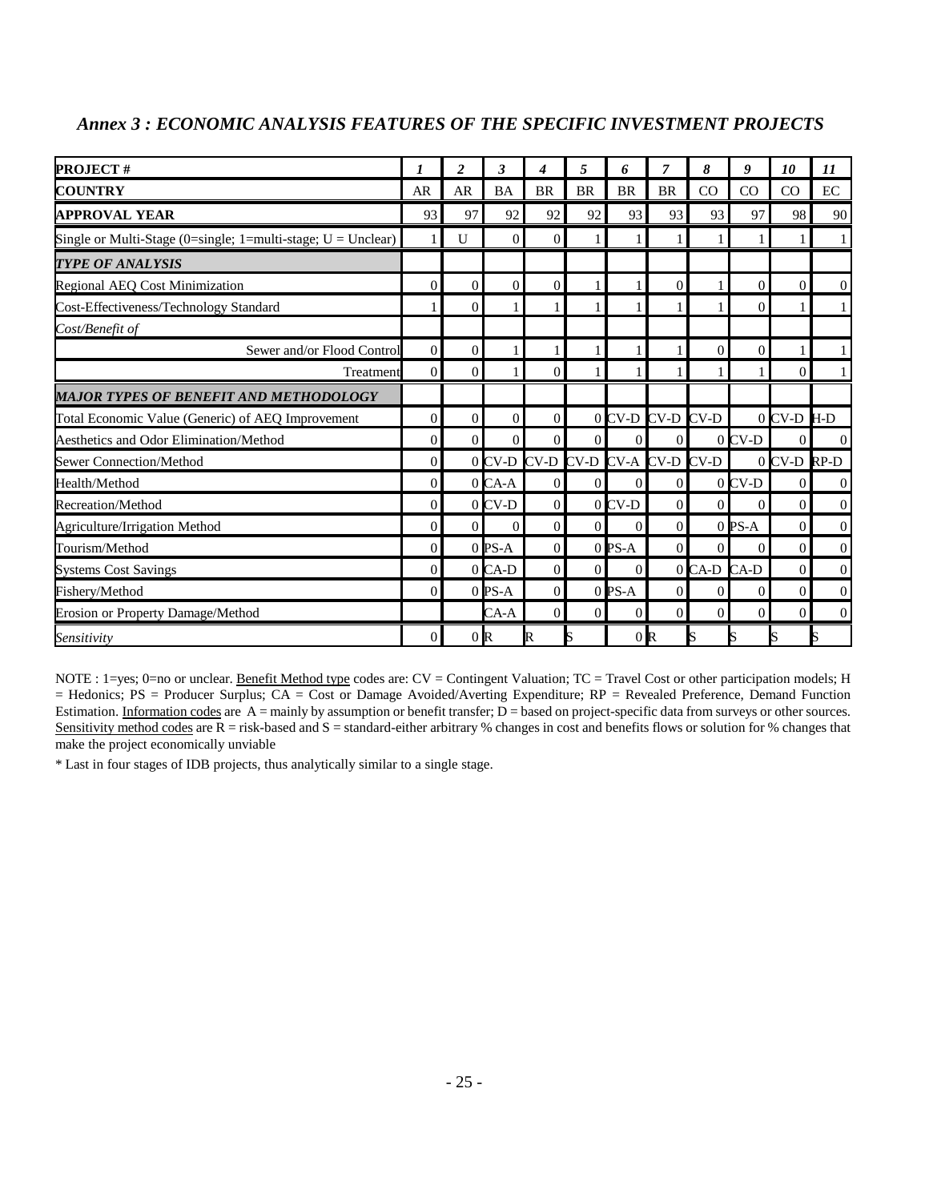## *Annex 3 : ECONOMIC ANALYSIS FEATURES OF THE SPECIFIC INVESTMENT PROJECTS*

| **PROJECT #** | ***1*** | ***2*** | ***3*** | ***4*** | ***5*** | ***6*** | ***7*** | ***8*** | ***9*** | ***10*** | ***11*** |
|---|---|---|---|---|---|---|---|---|---|---|---|
| **COUNTRY** | AR | AR | BA | BR | BR | BR | BR | CO | CO | CO | EC |
| **APPROVAL YEAR** | 93 | 97 | 92 | 92 | 92 | 93 | 93 | 93 | 97 | 98 | 90 |
| Single or Multi-Stage (0=single; 1=multi-stage; U = Unclear) | 1 | U | 0 | 0 | 1 | 1 | 1 | 1 | 1 | 1 | 1 |
| ***TYPE OF ANALYSIS*** | | | | | | | | | | | |
| Regional AEQ Cost Minimization | 0 | 0 | 0 | 0 | 1 | 1 | 0 | 1 | 0 | 0 | 0 |
| Cost-Effectiveness/Technology Standard | 1 | 0 | 1 | 1 | 1 | 1 | 1 | 1 | 0 | 1 | 1 |
| *Cost/Benefit of* | | | | | | | | | | | |
| Sewer and/or Flood Control | 0 | 0 | 1 | 1 | 1 | 1 | 1 | 0 | 0 | 1 | 1 |
| Treatment | 0 | 0 | 1 | 0 | 1 | 1 | 1 | 1 | 1 | 0 | 1 |
| ***MAJOR TYPES OF BENEFIT AND METHODOLOGY*** | | | | | | | | | | | |
| Total Economic Value (Generic) of AEQ Improvement | 0 | 0 | 0 | 0 | 0 | CV-D | CV-D | CV-D | 0 | CV-D | H-D |
| Aesthetics and Odor Elimination/Method | 0 | 0 | 0 | 0 | 0 | 0 | 0 | 0 | CV-D | 0 | 0 |
| Sewer Connection/Method | 0 | 0 | CV-D | CV-D | CV-D | CV-A | CV-D | CV-D | 0 | CV-D | RP-D |
| Health/Method | 0 | 0 | CA-A | 0 | 0 | 0 | 0 | 0 | CV-D | 0 | 0 |
| Recreation/Method | 0 | 0 | CV-D | 0 | 0 | CV-D | 0 | 0 | 0 | 0 | 0 |
| Agriculture/Irrigation Method | 0 | 0 | 0 | 0 | 0 | 0 | 0 | 0 | PS-A | 0 | 0 |
| Tourism/Method | 0 | 0 | PS-A | 0 | 0 | PS-A | 0 | 0 | 0 | 0 | 0 |
| Systems Cost Savings | 0 | 0 | CA-D | 0 | 0 | 0 | 0 | CA-D | CA-D | 0 | 0 |
| Fishery/Method | 0 | 0 | PS-A | 0 | 0 | PS-A | 0 | 0 | 0 | 0 | 0 |
| Erosion or Property Damage/Method | | | CA-A | 0 | 0 | 0 | 0 | 0 | 0 | 0 | 0 |
| *Sensitivity* | 0 | 0 | R | R | S | 0 | R | S | S | S | S |

NOTE : 1=yes; 0=no or unclear. Benefit Method type codes are: CV = Contingent Valuation; TC = Travel Cost or other participation models; H = Hedonics; PS = Producer Surplus; CA = Cost or Damage Avoided/Averting Expenditure; RP = Revealed Preference, Demand Function Estimation. Information codes are A = mainly by assumption or benefit transfer; D = based on project-specific data from surveys or other sources. Sensitivity method codes are R = risk-based and S = standard-either arbitrary % changes in cost and benefits flows or solution for % changes that make the project economically unviable

* Last in four stages of IDB projects, thus analytically similar to a single stage.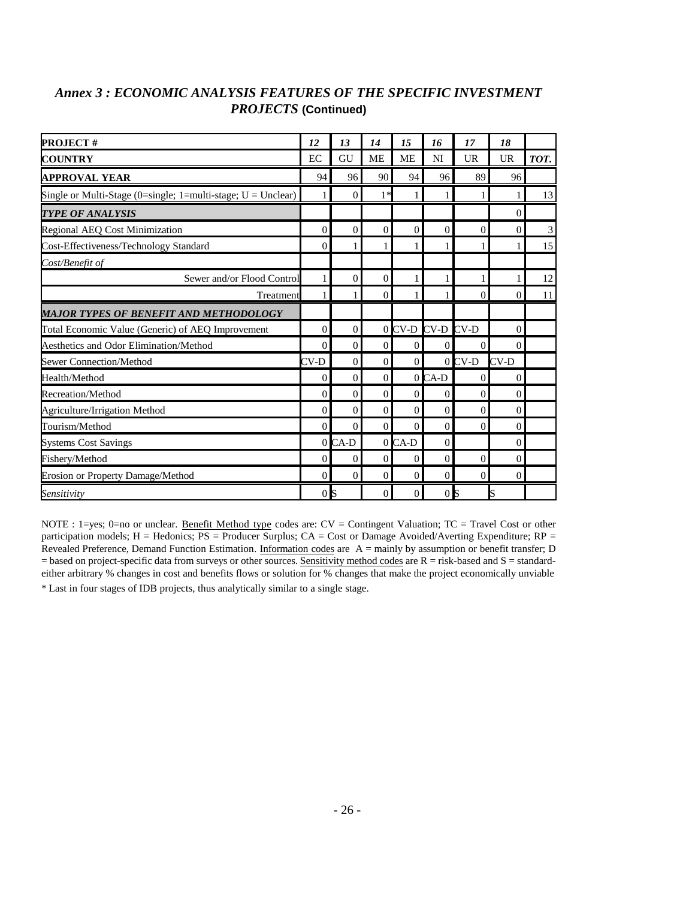## *Annex 3 : ECONOMIC ANALYSIS FEATURES OF THE SPECIFIC INVESTMENT PROJECTS* (Continued)

| **PROJECT #** | ***12*** | ***13*** | ***14*** | ***15*** | ***16*** | ***17*** | ***18*** | |
|---|---|---|---|---|---|---|---|---|
| **COUNTRY** | EC | GU | ME | ME | NI | UR | UR | ***TOT.*** |
| **APPROVAL YEAR** | 94 | 96 | 90 | 94 | 96 | 89 | 96 | |
| Single or Multi-Stage (0=single; 1=multi-stage; U = Unclear) | 1 | 0 | 1* | 1 | 1 | 1 | 1 | 13 |
| ***TYPE OF ANALYSIS*** | | | | | | | 0 | |
| Regional AEQ Cost Minimization | 0 | 0 | 0 | 0 | 0 | 0 | 0 | 3 |
| Cost-Effectiveness/Technology Standard | 0 | 1 | 1 | 1 | 1 | 1 | 1 | 15 |
| *Cost/Benefit of* | | | | | | | | |
| Sewer and/or Flood Control | 1 | 0 | 0 | 1 | 1 | 1 | 1 | 12 |
| Treatment | 1 | 1 | 0 | 1 | 1 | 0 | 0 | 11 |
| ***MAJOR TYPES OF BENEFIT AND METHODOLOGY*** | | | | | | | | |
| Total Economic Value (Generic) of AEQ Improvement | 0 | 0 | 0 | CV-D | CV-D | CV-D | 0 | |
| Aesthetics and Odor Elimination/Method | 0 | 0 | 0 | 0 | 0 | 0 | 0 | |
| Sewer Connection/Method | CV-D | 0 | 0 | 0 | 0 | CV-D | CV-D | |
| Health/Method | 0 | 0 | 0 | 0 | CA-D | 0 | 0 | |
| Recreation/Method | 0 | 0 | 0 | 0 | 0 | 0 | 0 | |
| Agriculture/Irrigation Method | 0 | 0 | 0 | 0 | 0 | 0 | 0 | |
| Tourism/Method | 0 | 0 | 0 | 0 | 0 | 0 | 0 | |
| Systems Cost Savings | 0 | CA-D | 0 | CA-D | 0 | | 0 | |
| Fishery/Method | 0 | 0 | 0 | 0 | 0 | 0 | 0 | |
| Erosion or Property Damage/Method | 0 | 0 | 0 | 0 | 0 | 0 | 0 | |
| *Sensitivity* | 0 | S | 0 | 0 | 0 | S | S | |

NOTE : 1=yes; 0=no or unclear. Benefit Method type codes are: CV = Contingent Valuation; TC = Travel Cost or other participation models; H = Hedonics; PS = Producer Surplus; CA = Cost or Damage Avoided/Averting Expenditure; RP = Revealed Preference, Demand Function Estimation. Information codes are A = mainly by assumption or benefit transfer; D = based on project-specific data from surveys or other sources. Sensitivity method codes are R = risk-based and S = standard-either arbitrary % changes in cost and benefits flows or solution for % changes that make the project economically unviable

* Last in four stages of IDB projects, thus analytically similar to a single stage.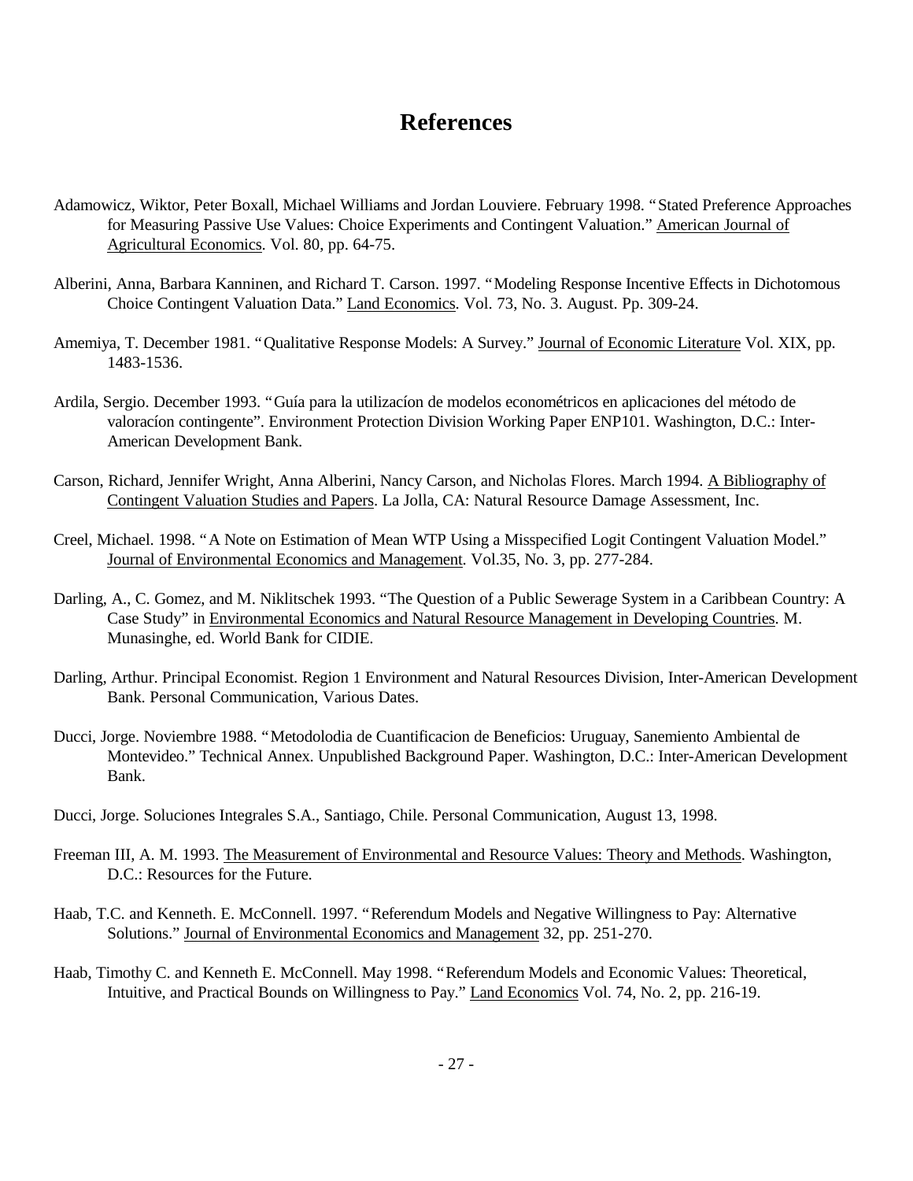# References

Adamowicz, Wiktor, Peter Boxall, Michael Williams and Jordan Louviere. February 1998. "Stated Preference Approaches for Measuring Passive Use Values: Choice Experiments and Contingent Valuation." American Journal of Agricultural Economics. Vol. 80, pp. 64-75.

Alberini, Anna, Barbara Kanninen, and Richard T. Carson. 1997. "Modeling Response Incentive Effects in Dichotomous Choice Contingent Valuation Data." Land Economics. Vol. 73, No. 3. August. Pp. 309-24.

Amemiya, T. December 1981. "Qualitative Response Models: A Survey." Journal of Economic Literature Vol. XIX, pp. 1483-1536.

Ardila, Sergio. December 1993. "Guía para la utilizacíon de modelos econométricos en aplicaciones del método de valoracíon contingente". Environment Protection Division Working Paper ENP101. Washington, D.C.: Inter-American Development Bank.

Carson, Richard, Jennifer Wright, Anna Alberini, Nancy Carson, and Nicholas Flores. March 1994. A Bibliography of Contingent Valuation Studies and Papers. La Jolla, CA: Natural Resource Damage Assessment, Inc.

Creel, Michael. 1998. "A Note on Estimation of Mean WTP Using a Misspecified Logit Contingent Valuation Model." Journal of Environmental Economics and Management. Vol.35, No. 3, pp. 277-284.

Darling, A., C. Gomez, and M. Niklitschek 1993. "The Question of a Public Sewerage System in a Caribbean Country: A Case Study" in Environmental Economics and Natural Resource Management in Developing Countries. M. Munasinghe, ed. World Bank for CIDIE.

Darling, Arthur. Principal Economist. Region 1 Environment and Natural Resources Division, Inter-American Development Bank. Personal Communication, Various Dates.

Ducci, Jorge. Noviembre 1988. "Metodolodia de Cuantificacion de Beneficios: Uruguay, Sanemiento Ambiental de Montevideo." Technical Annex. Unpublished Background Paper. Washington, D.C.: Inter-American Development Bank.

Ducci, Jorge. Soluciones Integrales S.A., Santiago, Chile. Personal Communication, August 13, 1998.

Freeman III, A. M. 1993. The Measurement of Environmental and Resource Values: Theory and Methods. Washington, D.C.: Resources for the Future.

Haab, T.C. and Kenneth. E. McConnell. 1997. "Referendum Models and Negative Willingness to Pay: Alternative Solutions." Journal of Environmental Economics and Management 32, pp. 251-270.

Haab, Timothy C. and Kenneth E. McConnell. May 1998. "Referendum Models and Economic Values: Theoretical, Intuitive, and Practical Bounds on Willingness to Pay." Land Economics Vol. 74, No. 2, pp. 216-19.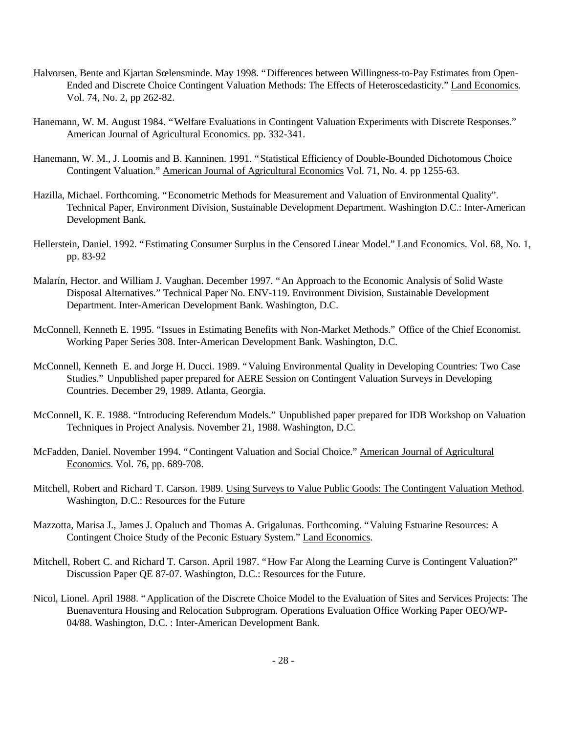Halvorsen, Bente and Kjartan Sœlensminde. May 1998. "Differences between Willingness-to-Pay Estimates from Open-Ended and Discrete Choice Contingent Valuation Methods: The Effects of Heteroscedasticity." Land Economics. Vol. 74, No. 2, pp 262-82.

Hanemann, W. M. August 1984. "Welfare Evaluations in Contingent Valuation Experiments with Discrete Responses." American Journal of Agricultural Economics. pp. 332-341.

Hanemann, W. M., J. Loomis and B. Kanninen. 1991. "Statistical Efficiency of Double-Bounded Dichotomous Choice Contingent Valuation." American Journal of Agricultural Economics Vol. 71, No. 4. pp 1255-63.

Hazilla, Michael. Forthcoming. "Econometric Methods for Measurement and Valuation of Environmental Quality". Technical Paper, Environment Division, Sustainable Development Department. Washington D.C.: Inter-American Development Bank.

Hellerstein, Daniel. 1992. "Estimating Consumer Surplus in the Censored Linear Model." Land Economics. Vol. 68, No. 1, pp. 83-92

Malarín, Hector. and William J. Vaughan. December 1997. "An Approach to the Economic Analysis of Solid Waste Disposal Alternatives." Technical Paper No. ENV-119. Environment Division, Sustainable Development Department. Inter-American Development Bank. Washington, D.C.

McConnell, Kenneth E. 1995. "Issues in Estimating Benefits with Non-Market Methods." Office of the Chief Economist. Working Paper Series 308. Inter-American Development Bank. Washington, D.C.

McConnell, Kenneth E. and Jorge H. Ducci. 1989. "Valuing Environmental Quality in Developing Countries: Two Case Studies." Unpublished paper prepared for AERE Session on Contingent Valuation Surveys in Developing Countries. December 29, 1989. Atlanta, Georgia.

McConnell, K. E. 1988. "Introducing Referendum Models." Unpublished paper prepared for IDB Workshop on Valuation Techniques in Project Analysis. November 21, 1988. Washington, D.C.

McFadden, Daniel. November 1994. "Contingent Valuation and Social Choice." American Journal of Agricultural Economics. Vol. 76, pp. 689-708.

Mitchell, Robert and Richard T. Carson. 1989. Using Surveys to Value Public Goods: The Contingent Valuation Method. Washington, D.C.: Resources for the Future

Mazzotta, Marisa J., James J. Opaluch and Thomas A. Grigalunas. Forthcoming. "Valuing Estuarine Resources: A Contingent Choice Study of the Peconic Estuary System." Land Economics.

Mitchell, Robert C. and Richard T. Carson. April 1987. "How Far Along the Learning Curve is Contingent Valuation?" Discussion Paper QE 87-07. Washington, D.C.: Resources for the Future.

Nicol, Lionel. April 1988. "Application of the Discrete Choice Model to the Evaluation of Sites and Services Projects: The Buenaventura Housing and Relocation Subprogram. Operations Evaluation Office Working Paper OEO/WP-04/88. Washington, D.C. : Inter-American Development Bank.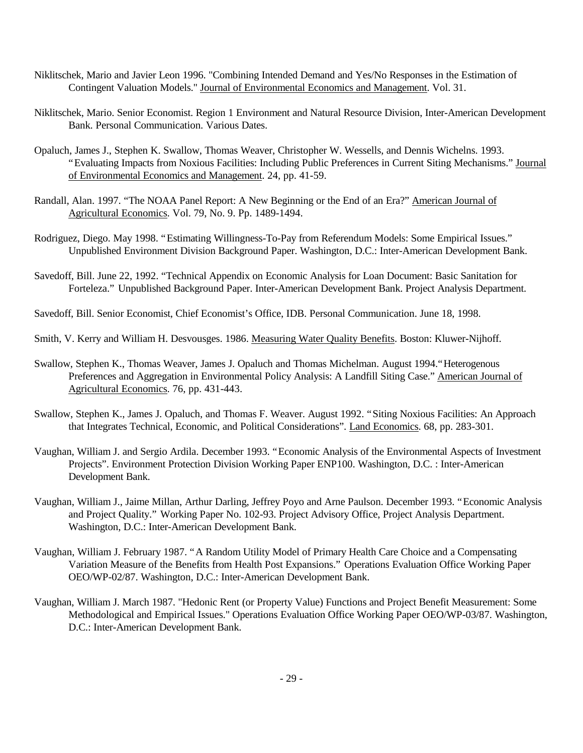Niklitschek, Mario and Javier Leon 1996. "Combining Intended Demand and Yes/No Responses in the Estimation of Contingent Valuation Models." Journal of Environmental Economics and Management. Vol. 31.

Niklitschek, Mario. Senior Economist. Region 1 Environment and Natural Resource Division, Inter-American Development Bank. Personal Communication. Various Dates.

Opaluch, James J., Stephen K. Swallow, Thomas Weaver, Christopher W. Wessells, and Dennis Wichelns. 1993. "Evaluating Impacts from Noxious Facilities: Including Public Preferences in Current Siting Mechanisms." Journal of Environmental Economics and Management. 24, pp. 41-59.

Randall, Alan. 1997. "The NOAA Panel Report: A New Beginning or the End of an Era?" American Journal of Agricultural Economics. Vol. 79, No. 9. Pp. 1489-1494.

Rodriguez, Diego. May 1998. "Estimating Willingness-To-Pay from Referendum Models: Some Empirical Issues." Unpublished Environment Division Background Paper. Washington, D.C.: Inter-American Development Bank.

Savedoff, Bill. June 22, 1992. "Technical Appendix on Economic Analysis for Loan Document: Basic Sanitation for Forteleza." Unpublished Background Paper. Inter-American Development Bank. Project Analysis Department.

Savedoff, Bill. Senior Economist, Chief Economist's Office, IDB. Personal Communication. June 18, 1998.

Smith, V. Kerry and William H. Desvousges. 1986. Measuring Water Quality Benefits. Boston: Kluwer-Nijhoff.

Swallow, Stephen K., Thomas Weaver, James J. Opaluch and Thomas Michelman. August 1994."Heterogenous Preferences and Aggregation in Environmental Policy Analysis: A Landfill Siting Case." American Journal of Agricultural Economics. 76, pp. 431-443.

Swallow, Stephen K., James J. Opaluch, and Thomas F. Weaver. August 1992. "Siting Noxious Facilities: An Approach that Integrates Technical, Economic, and Political Considerations". Land Economics. 68, pp. 283-301.

Vaughan, William J. and Sergio Ardila. December 1993. "Economic Analysis of the Environmental Aspects of Investment Projects". Environment Protection Division Working Paper ENP100. Washington, D.C. : Inter-American Development Bank.

Vaughan, William J., Jaime Millan, Arthur Darling, Jeffrey Poyo and Arne Paulson. December 1993. "Economic Analysis and Project Quality." Working Paper No. 102-93. Project Advisory Office, Project Analysis Department. Washington, D.C.: Inter-American Development Bank.

Vaughan, William J. February 1987. "A Random Utility Model of Primary Health Care Choice and a Compensating Variation Measure of the Benefits from Health Post Expansions." Operations Evaluation Office Working Paper OEO/WP-02/87. Washington, D.C.: Inter-American Development Bank.

Vaughan, William J. March 1987. "Hedonic Rent (or Property Value) Functions and Project Benefit Measurement: Some Methodological and Empirical Issues." Operations Evaluation Office Working Paper OEO/WP-03/87. Washington, D.C.: Inter-American Development Bank.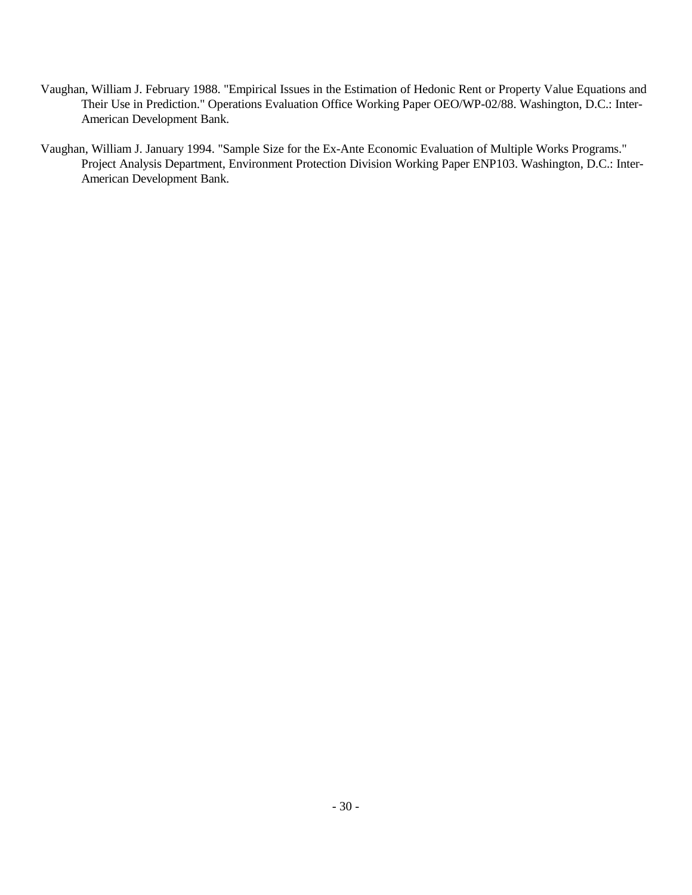Vaughan, William J. February 1988. "Empirical Issues in the Estimation of Hedonic Rent or Property Value Equations and Their Use in Prediction." Operations Evaluation Office Working Paper OEO/WP-02/88. Washington, D.C.: Inter-American Development Bank.

Vaughan, William J. January 1994. "Sample Size for the Ex-Ante Economic Evaluation of Multiple Works Programs." Project Analysis Department, Environment Protection Division Working Paper ENP103. Washington, D.C.: Inter-American Development Bank.